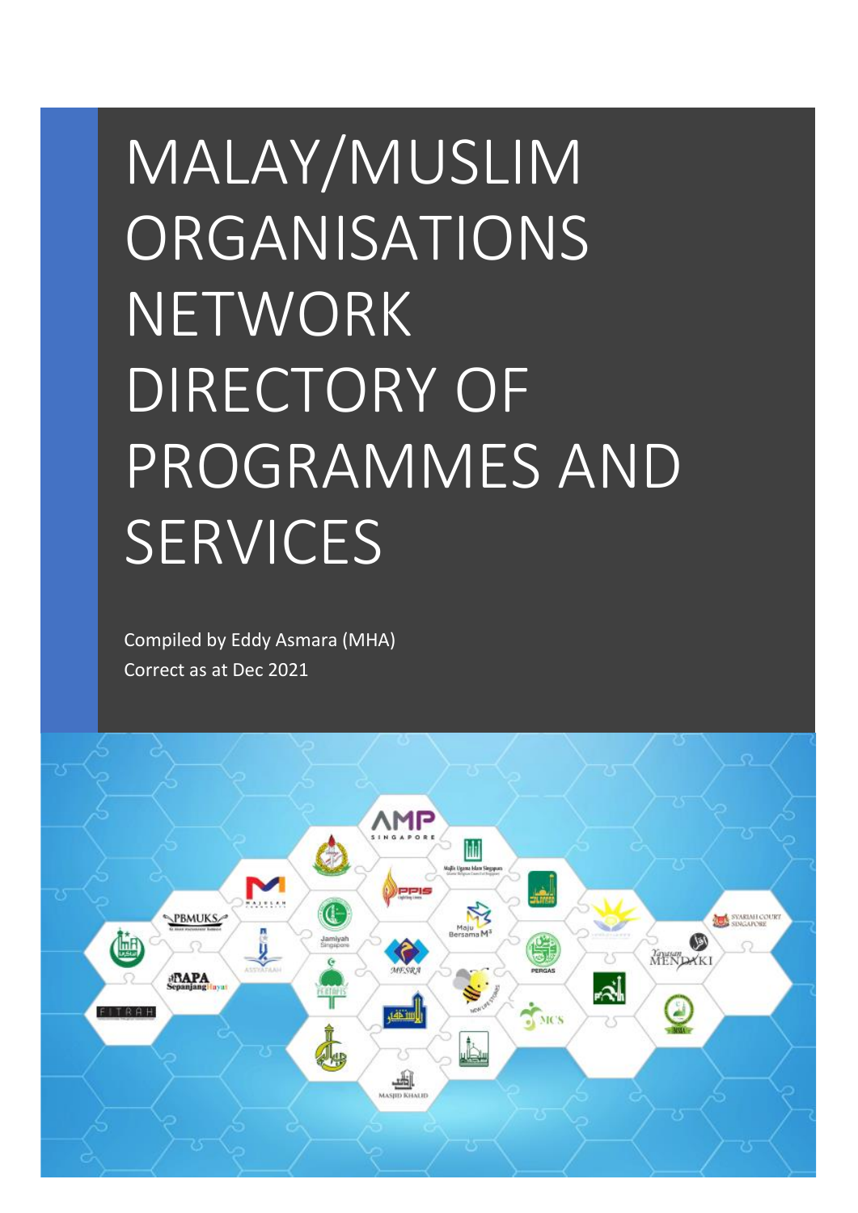# MALAY/MUSLIM ORGANISATIONS NETWORK DIRECTORY OF PROGRAMMES AND SERVICES

Compiled by Eddy Asmara (MHA)
Correct as at Dec 2021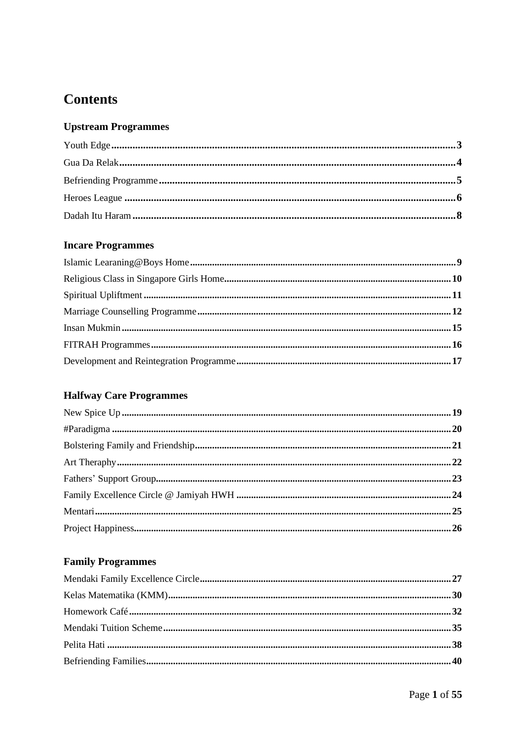# Contents

## Upstream Programmes

Youth Edge ... 3
Gua Da Relak ... 4
Befriending Programme ... 5
Heroes League ... 6
Dadah Itu Haram ... 8

## Incare Programmes

Islamic Learaning@Boys Home ... 9
Religious Class in Singapore Girls Home ... 10
Spiritual Upliftment ... 11
Marriage Counselling Programme ... 12
Insan Mukmin ... 15
FITRAH Programmes ... 16
Development and Reintegration Programme ... 17

## Halfway Care Programmes

New Spice Up ... 19
#Paradigma ... 20
Bolstering Family and Friendship ... 21
Art Theraphy ... 22
Fathers' Support Group ... 23
Family Excellence Circle @ Jamiyah HWH ... 24
Mentari ... 25
Project Happiness ... 26

## Family Programmes

Mendaki Family Excellence Circle ... 27
Kelas Matematika (KMM) ... 30
Homework Café ... 32
Mendaki Tuition Scheme ... 35
Pelita Hati ... 38
Befriending Families ... 40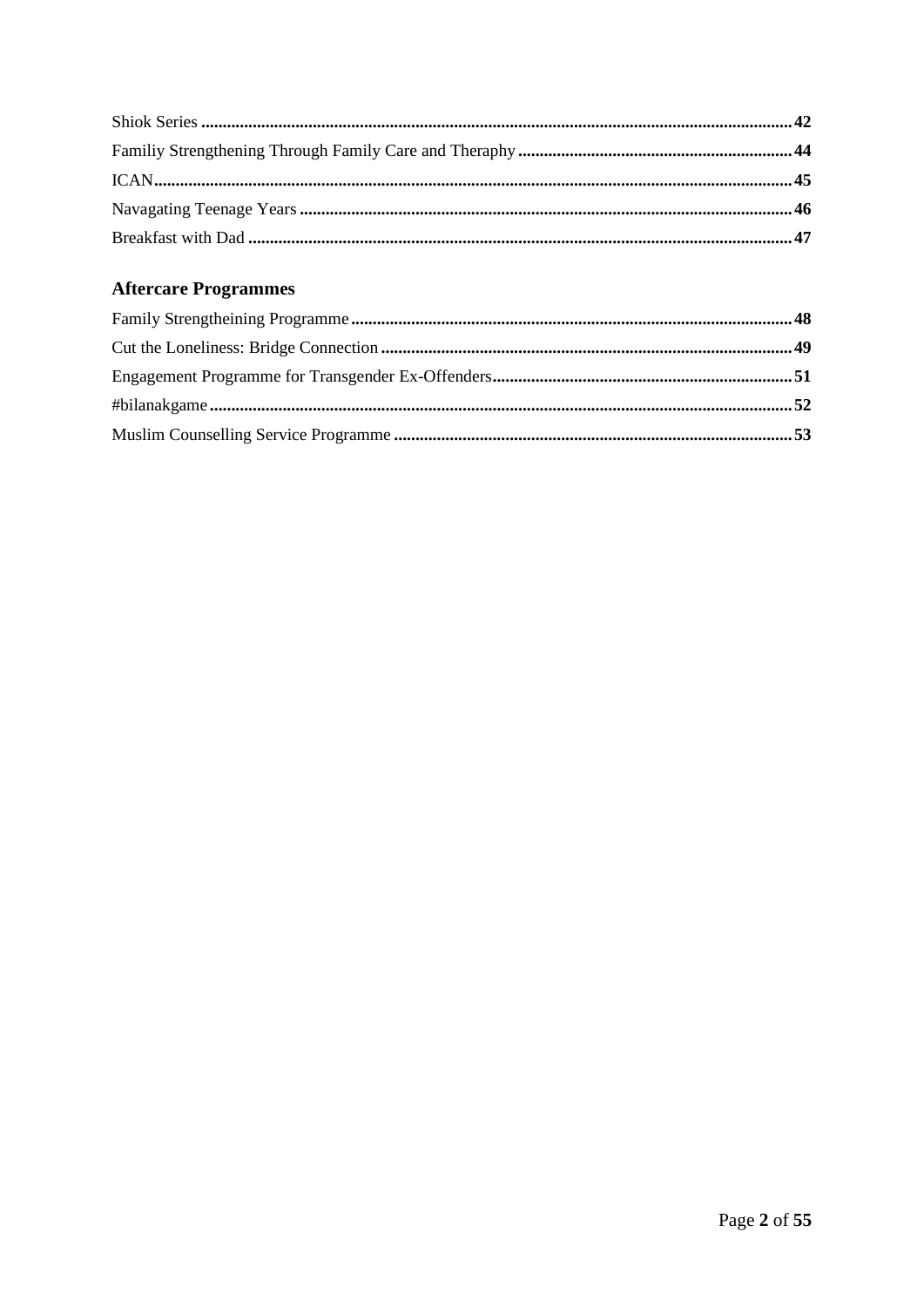Shiok Series ........................................................................................................................................ 42

Familiy Strengthening Through Family Care and Theraphy ................................................................ 44

ICAN .................................................................................................................................................. 45

Navagating Teenage Years ................................................................................................................. 46

Breakfast with Dad ............................................................................................................................. 47

## Aftercare Programmes

Family Strengtheining Programme ...................................................................................................... 48

Cut the Loneliness: Bridge Connection ............................................................................................... 49

Engagement Programme for Transgender Ex-Offenders...................................................................... 51

#bilanakgame ...................................................................................................................................... 52

Muslim Counselling Service Programme ............................................................................................ 53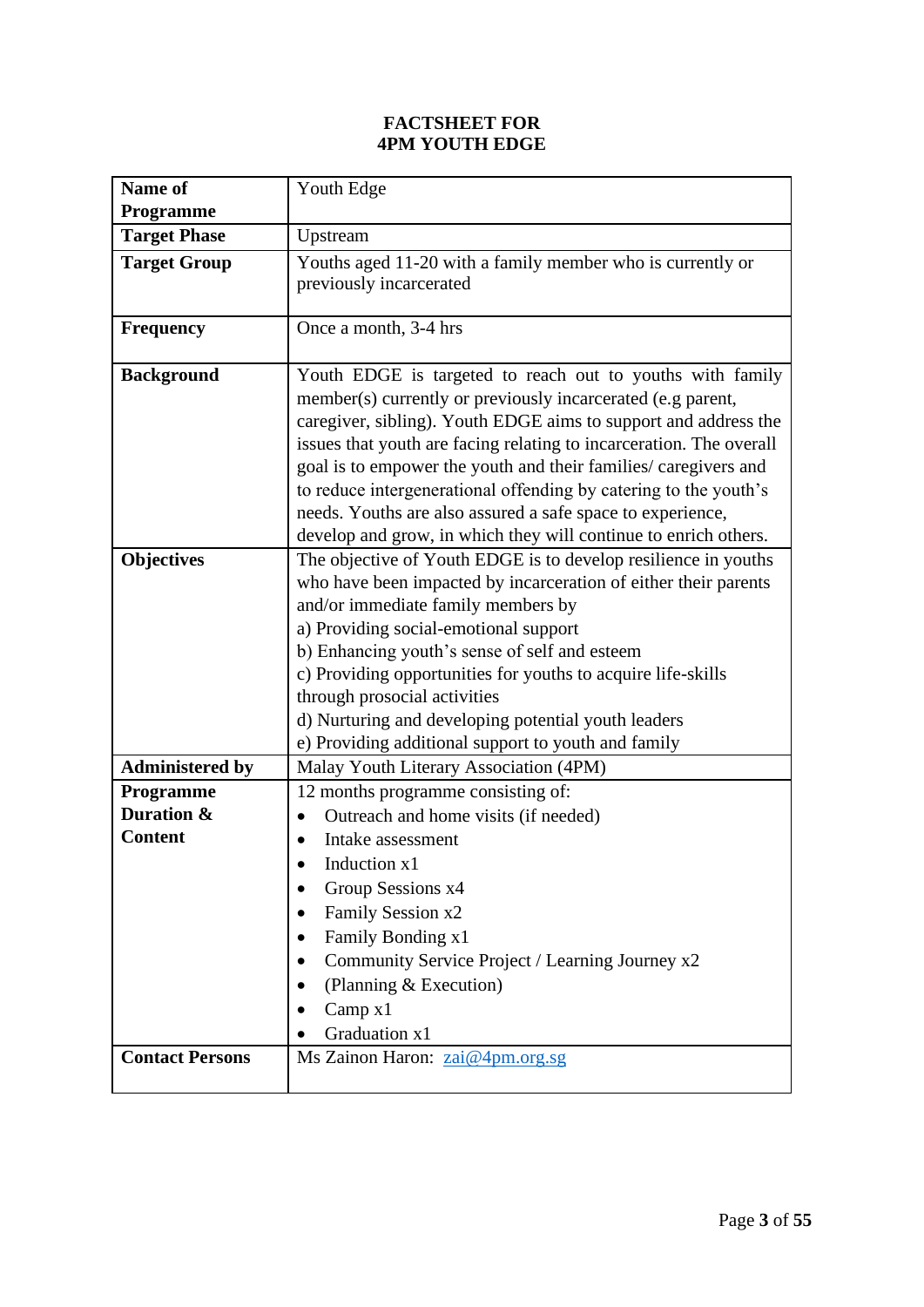# FACTSHEET FOR 4PM YOUTH EDGE

| | |
|---|---|
| **Name of Programme** | Youth Edge |
| **Target Phase** | Upstream |
| **Target Group** | Youths aged 11-20 with a family member who is currently or previously incarcerated |
| **Frequency** | Once a month, 3-4 hrs |
| **Background** | Youth EDGE is targeted to reach out to youths with family member(s) currently or previously incarcerated (e.g parent, caregiver, sibling). Youth EDGE aims to support and address the issues that youth are facing relating to incarceration. The overall goal is to empower the youth and their families/ caregivers and to reduce intergenerational offending by catering to the youth's needs. Youths are also assured a safe space to experience, develop and grow, in which they will continue to enrich others. |
| **Objectives** | The objective of Youth EDGE is to develop resilience in youths who have been impacted by incarceration of either their parents and/or immediate family members by<br>a) Providing social-emotional support<br>b) Enhancing youth's sense of self and esteem<br>c) Providing opportunities for youths to acquire life-skills through prosocial activities<br>d) Nurturing and developing potential youth leaders<br>e) Providing additional support to youth and family |
| **Administered by** | Malay Youth Literary Association (4PM) |
| **Programme Duration & Content** | 12 months programme consisting of:<br>• Outreach and home visits (if needed)<br>• Intake assessment<br>• Induction x1<br>• Group Sessions x4<br>• Family Session x2<br>• Family Bonding x1<br>• Community Service Project / Learning Journey x2<br>• (Planning & Execution)<br>• Camp x1<br>• Graduation x1 |
| **Contact Persons** | Ms Zainon Haron: zai@4pm.org.sg |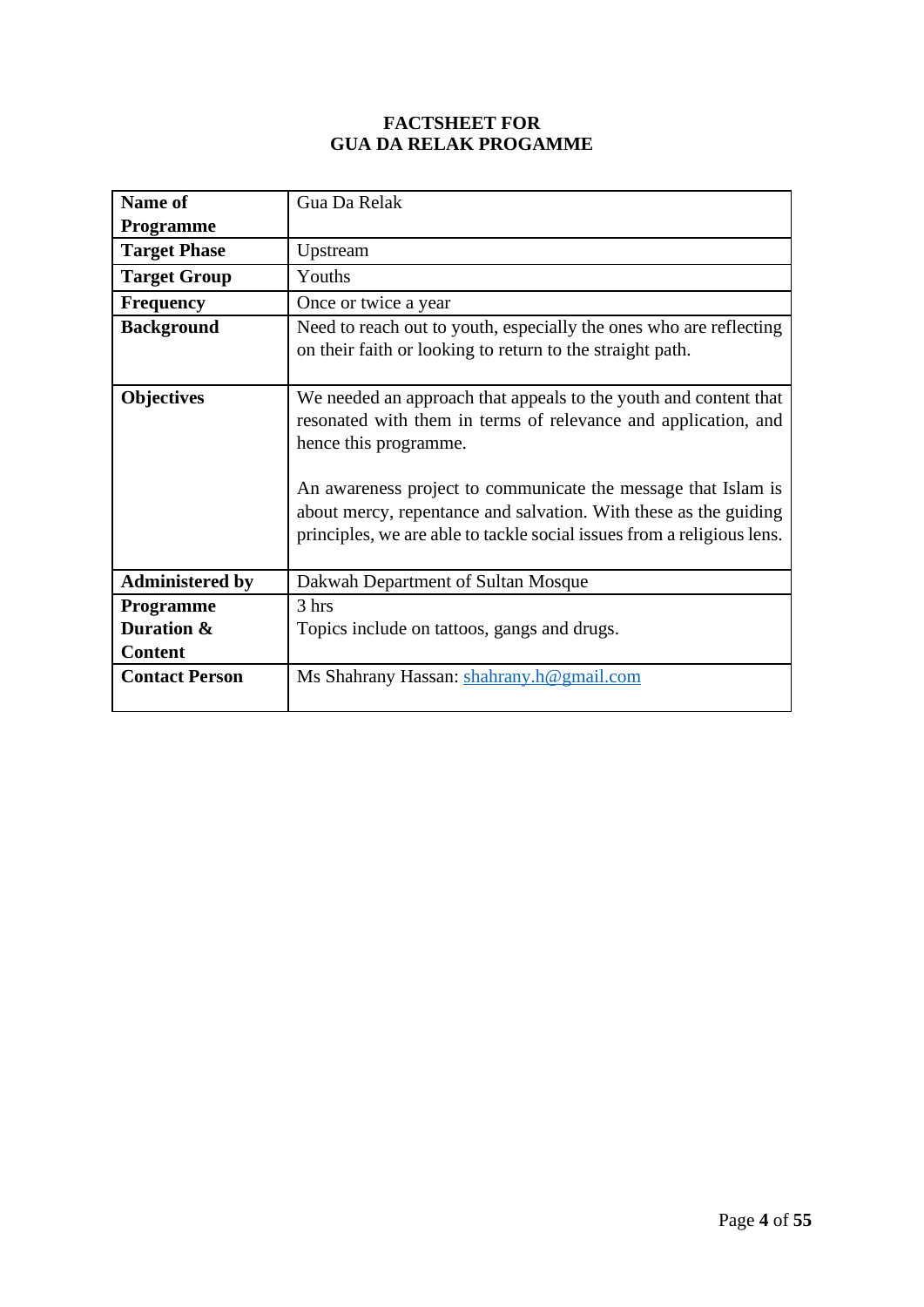**FACTSHEET FOR**
**GUA DA RELAK PROGAMME**

| **Name of Programme** | Gua Da Relak |
|---|---|
| **Target Phase** | Upstream |
| **Target Group** | Youths |
| **Frequency** | Once or twice a year |
| **Background** | Need to reach out to youth, especially the ones who are reflecting on their faith or looking to return to the straight path. |
| **Objectives** | We needed an approach that appeals to the youth and content that resonated with them in terms of relevance and application, and hence this programme.<br><br>An awareness project to communicate the message that Islam is about mercy, repentance and salvation. With these as the guiding principles, we are able to tackle social issues from a religious lens. |
| **Administered by** | Dakwah Department of Sultan Mosque |
| **Programme Duration & Content** | 3 hrs<br>Topics include on tattoos, gangs and drugs. |
| **Contact Person** | Ms Shahrany Hassan: shahrany.h@gmail.com |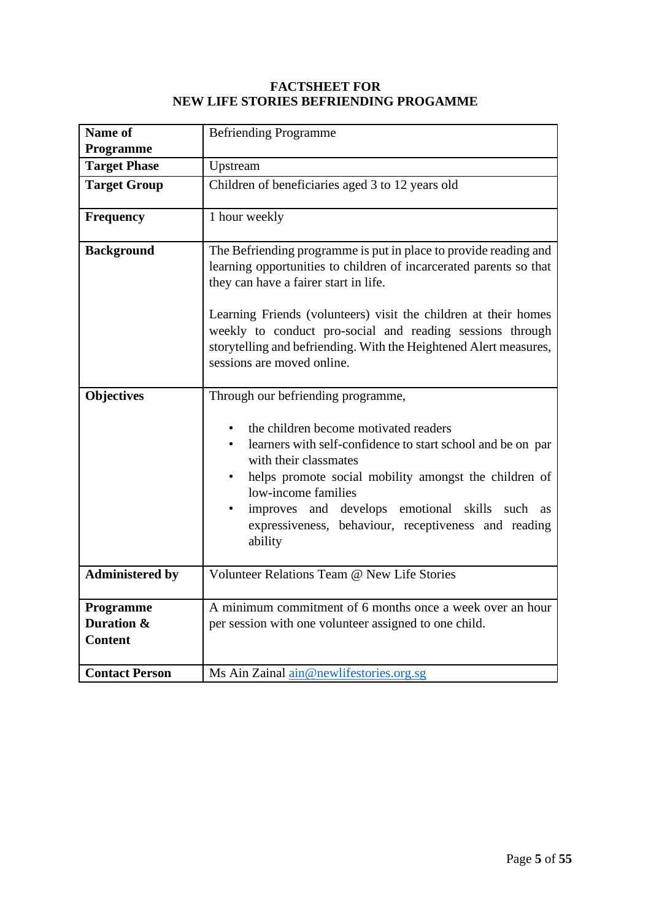**FACTSHEET FOR**
**NEW LIFE STORIES BEFRIENDING PROGAMME**

| **Name of Programme** | Befriending Programme |
|---|---|
| **Target Phase** | Upstream |
| **Target Group** | Children of beneficiaries aged 3 to 12 years old |
| **Frequency** | 1 hour weekly |
| **Background** | The Befriending programme is put in place to provide reading and learning opportunities to children of incarcerated parents so that they can have a fairer start in life.<br><br>Learning Friends (volunteers) visit the children at their homes weekly to conduct pro-social and reading sessions through storytelling and befriending. With the Heightened Alert measures, sessions are moved online. |
| **Objectives** | Through our befriending programme,<br><br>• the children become motivated readers<br>• learners with self-confidence to start school and be on par with their classmates<br>• helps promote social mobility amongst the children of low-income families<br>• improves and develops emotional skills such as expressiveness, behaviour, receptiveness and reading ability |
| **Administered by** | Volunteer Relations Team @ New Life Stories |
| **Programme Duration & Content** | A minimum commitment of 6 months once a week over an hour per session with one volunteer assigned to one child. |
| **Contact Person** | Ms Ain Zainal ain@newlifestories.org.sg |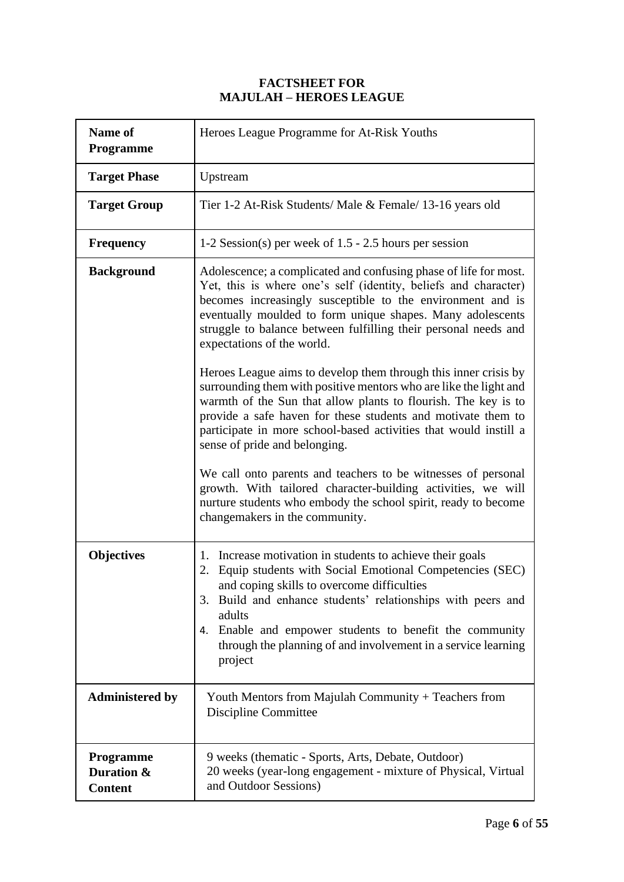# FACTSHEET FOR MAJULAH – HEROES LEAGUE

| **Name of Programme** | Heroes League Programme for At-Risk Youths |
|---|---|
| **Target Phase** | Upstream |
| **Target Group** | Tier 1-2 At-Risk Students/ Male & Female/ 13-16 years old |
| **Frequency** | 1-2 Session(s) per week of 1.5 - 2.5 hours per session |
| **Background** | Adolescence; a complicated and confusing phase of life for most. Yet, this is where one's self (identity, beliefs and character) becomes increasingly susceptible to the environment and is eventually moulded to form unique shapes. Many adolescents struggle to balance between fulfilling their personal needs and expectations of the world.<br><br>Heroes League aims to develop them through this inner crisis by surrounding them with positive mentors who are like the light and warmth of the Sun that allow plants to flourish. The key is to provide a safe haven for these students and motivate them to participate in more school-based activities that would instill a sense of pride and belonging.<br><br>We call onto parents and teachers to be witnesses of personal growth. With tailored character-building activities, we will nurture students who embody the school spirit, ready to become changemakers in the community. |
| **Objectives** | 1. Increase motivation in students to achieve their goals<br>2. Equip students with Social Emotional Competencies (SEC) and coping skills to overcome difficulties<br>3. Build and enhance students' relationships with peers and adults<br>4. Enable and empower students to benefit the community through the planning of and involvement in a service learning project |
| **Administered by** | Youth Mentors from Majulah Community + Teachers from Discipline Committee |
| **Programme Duration & Content** | 9 weeks (thematic - Sports, Arts, Debate, Outdoor)<br>20 weeks (year-long engagement - mixture of Physical, Virtual and Outdoor Sessions) |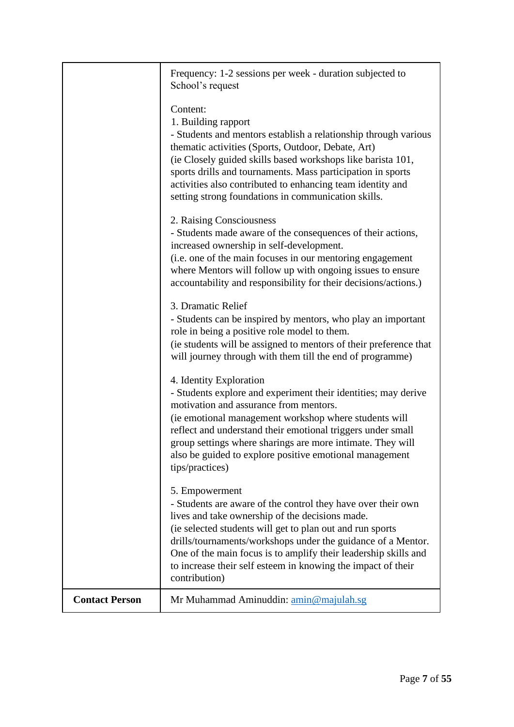| | |
|---|---|
| | Frequency: 1-2 sessions per week - duration subjected to School's request<br><br>Content:<br>1. Building rapport<br>- Students and mentors establish a relationship through various thematic activities (Sports, Outdoor, Debate, Art)<br>(ie Closely guided skills based workshops like barista 101, sports drills and tournaments. Mass participation in sports activities also contributed to enhancing team identity and setting strong foundations in communication skills.<br><br>2. Raising Consciousness<br>- Students made aware of the consequences of their actions, increased ownership in self-development.<br>(i.e. one of the main focuses in our mentoring engagement where Mentors will follow up with ongoing issues to ensure accountability and responsibility for their decisions/actions.)<br><br>3. Dramatic Relief<br>- Students can be inspired by mentors, who play an important role in being a positive role model to them.<br>(ie students will be assigned to mentors of their preference that will journey through with them till the end of programme)<br><br>4. Identity Exploration<br>- Students explore and experiment their identities; may derive motivation and assurance from mentors.<br>(ie emotional management workshop where students will reflect and understand their emotional triggers under small group settings where sharings are more intimate. They will also be guided to explore positive emotional management tips/practices)<br><br>5. Empowerment<br>- Students are aware of the control they have over their own lives and take ownership of the decisions made.<br>(ie selected students will get to plan out and run sports drills/tournaments/workshops under the guidance of a Mentor. One of the main focus is to amplify their leadership skills and to increase their self esteem in knowing the impact of their contribution) |
| **Contact Person** | Mr Muhammad Aminuddin: amin@majulah.sg |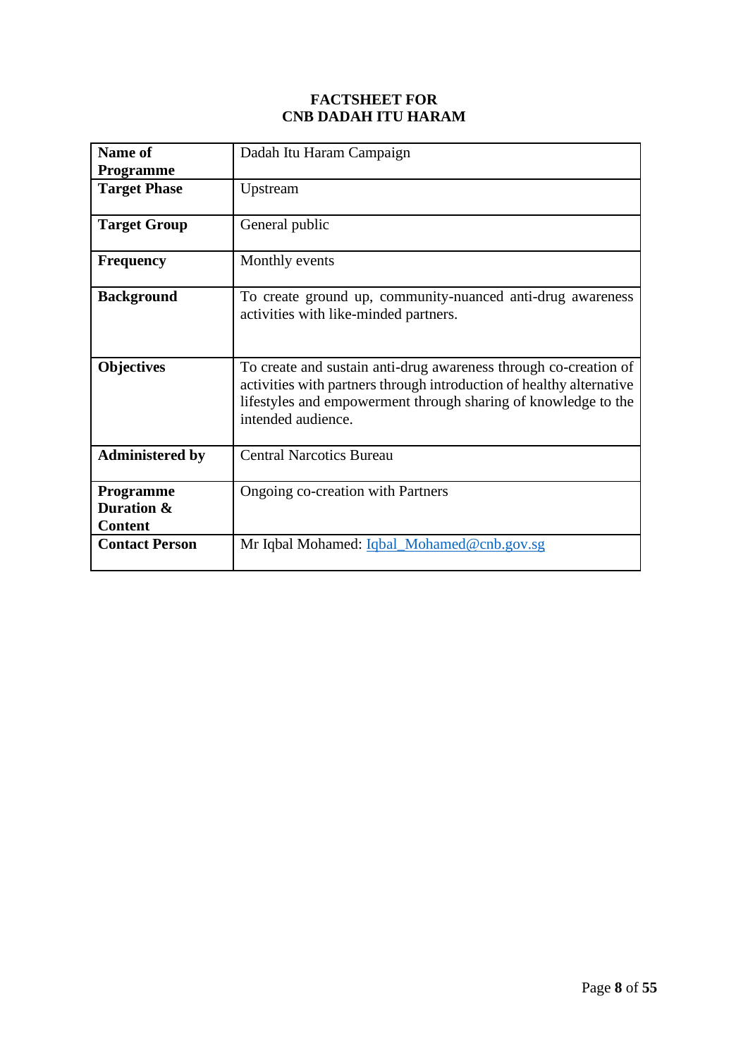**FACTSHEET FOR**
**CNB DADAH ITU HARAM**

| **Name of Programme** | Dadah Itu Haram Campaign |
|---|---|
| **Target Phase** | Upstream |
| **Target Group** | General public |
| **Frequency** | Monthly events |
| **Background** | To create ground up, community-nuanced anti-drug awareness activities with like-minded partners. |
| **Objectives** | To create and sustain anti-drug awareness through co-creation of activities with partners through introduction of healthy alternative lifestyles and empowerment through sharing of knowledge to the intended audience. |
| **Administered by** | Central Narcotics Bureau |
| **Programme Duration & Content** | Ongoing co-creation with Partners |
| **Contact Person** | Mr Iqbal Mohamed: Iqbal_Mohamed@cnb.gov.sg |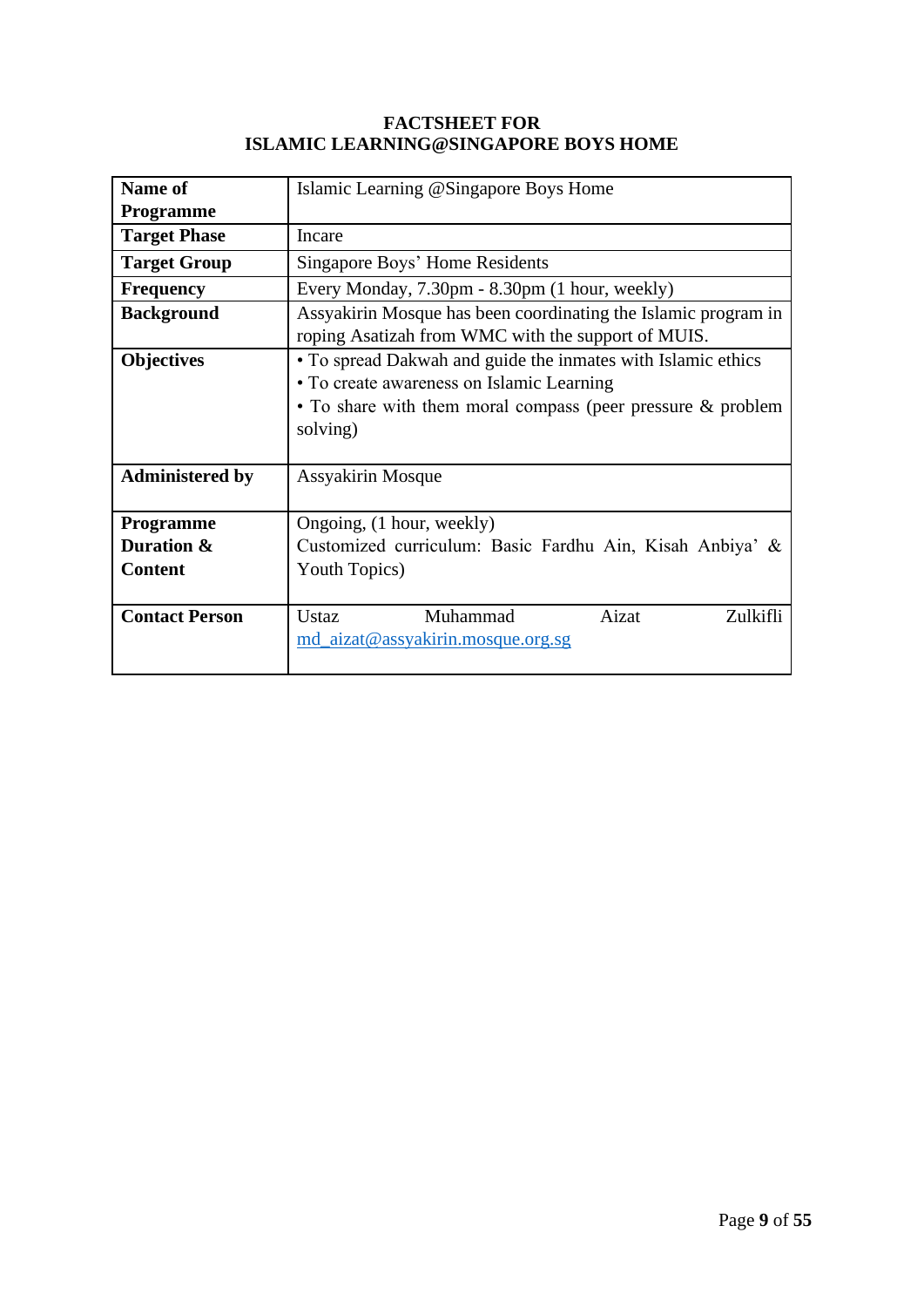# FACTSHEET FOR ISLAMIC LEARNING@SINGAPORE BOYS HOME

| **Name of Programme** | Islamic Learning @Singapore Boys Home |
|---|---|
| **Target Phase** | Incare |
| **Target Group** | Singapore Boys' Home Residents |
| **Frequency** | Every Monday, 7.30pm - 8.30pm (1 hour, weekly) |
| **Background** | Assyakirin Mosque has been coordinating the Islamic program in roping Asatizah from WMC with the support of MUIS. |
| **Objectives** | • To spread Dakwah and guide the inmates with Islamic ethics<br>• To create awareness on Islamic Learning<br>• To share with them moral compass (peer pressure & problem solving) |
| **Administered by** | Assyakirin Mosque |
| **Programme Duration & Content** | Ongoing, (1 hour, weekly)<br>Customized curriculum: Basic Fardhu Ain, Kisah Anbiya' & Youth Topics) |
| **Contact Person** | Ustaz Muhammad Aizat Zulkifli<br>md_aizat@assyakirin.mosque.org.sg |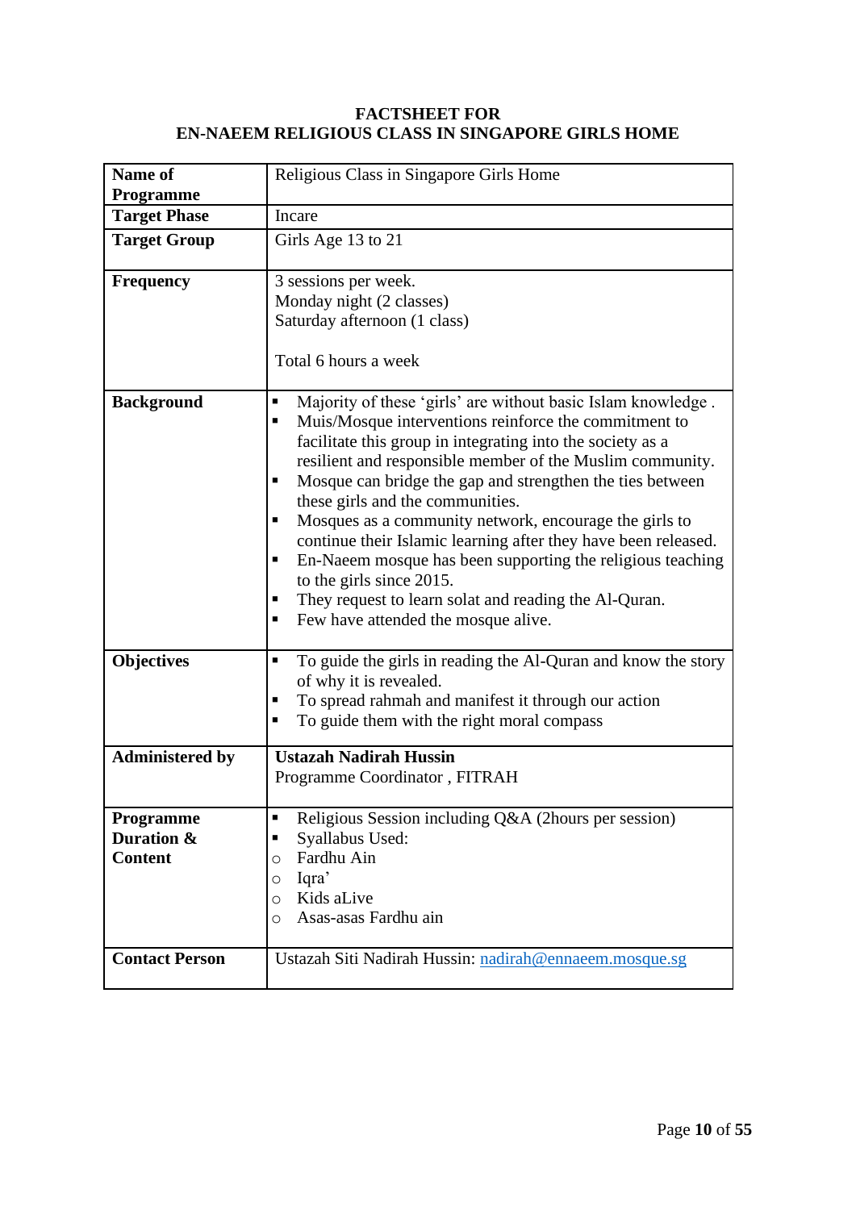**FACTSHEET FOR**
**EN-NAEEM RELIGIOUS CLASS IN SINGAPORE GIRLS HOME**

| **Name of Programme** | Religious Class in Singapore Girls Home |
|---|---|
| **Target Phase** | Incare |
| **Target Group** | Girls Age 13 to 21 |
| **Frequency** | 3 sessions per week.<br>Monday night (2 classes)<br>Saturday afternoon (1 class)<br><br>Total 6 hours a week |
| **Background** | ▪ Majority of these 'girls' are without basic Islam knowledge .<br>▪ Muis/Mosque interventions reinforce the commitment to facilitate this group in integrating into the society as a resilient and responsible member of the Muslim community.<br>▪ Mosque can bridge the gap and strengthen the ties between these girls and the communities.<br>▪ Mosques as a community network, encourage the girls to continue their Islamic learning after they have been released.<br>▪ En-Naeem mosque has been supporting the religious teaching to the girls since 2015.<br>▪ They request to learn solat and reading the Al-Quran.<br>▪ Few have attended the mosque alive. |
| **Objectives** | ▪ To guide the girls in reading the Al-Quran and know the story of why it is revealed.<br>▪ To spread rahmah and manifest it through our action<br>▪ To guide them with the right moral compass |
| **Administered by** | **Ustazah Nadirah Hussin**<br>Programme Coordinator , FITRAH |
| **Programme Duration & Content** | ▪ Religious Session including Q&A (2hours per session)<br>▪ Syallabus Used:<br>○ Fardhu Ain<br>○ Iqra'<br>○ Kids aLive<br>○ Asas-asas Fardhu ain |
| **Contact Person** | Ustazah Siti Nadirah Hussin: nadirah@ennaeem.mosque.sg |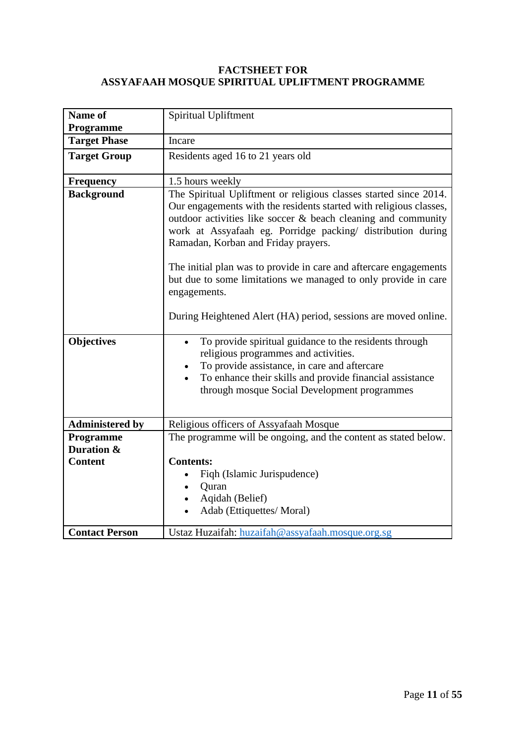**FACTSHEET FOR**
**ASSYAFAAH MOSQUE SPIRITUAL UPLIFTMENT PROGRAMME**

| | |
|---|---|
| **Name of Programme** | Spiritual Upliftment |
| **Target Phase** | Incare |
| **Target Group** | Residents aged 16 to 21 years old |
| **Frequency** | 1.5 hours weekly |
| **Background** | The Spiritual Upliftment or religious classes started since 2014. Our engagements with the residents started with religious classes, outdoor activities like soccer & beach cleaning and community work at Assyafaah eg. Porridge packing/ distribution during Ramadan, Korban and Friday prayers.<br><br>The initial plan was to provide in care and aftercare engagements but due to some limitations we managed to only provide in care engagements.<br><br>During Heightened Alert (HA) period, sessions are moved online. |
| **Objectives** | • To provide spiritual guidance to the residents through religious programmes and activities.<br>• To provide assistance, in care and aftercare<br>• To enhance their skills and provide financial assistance through mosque Social Development programmes |
| **Administered by** | Religious officers of Assyafaah Mosque |
| **Programme Duration & Content** | The programme will be ongoing, and the content as stated below.<br><br>**Contents:**<br>• Fiqh (Islamic Jurispudence)<br>• Quran<br>• Aqidah (Belief)<br>• Adab (Ettiquettes/ Moral) |
| **Contact Person** | Ustaz Huzaifah: huzaifah@assyafaah.mosque.org.sg |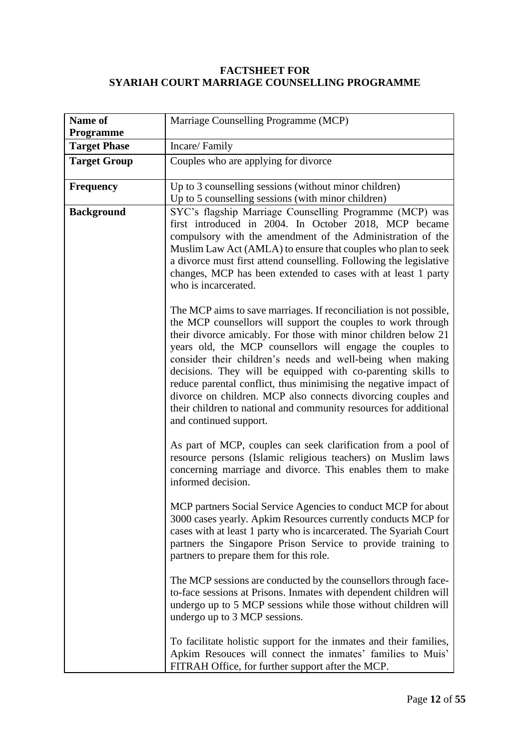## FACTSHEET FOR SYARIAH COURT MARRIAGE COUNSELLING PROGRAMME

| **Name of Programme** | Marriage Counselling Programme (MCP) |
|---|---|
| **Target Phase** | Incare/ Family |
| **Target Group** | Couples who are applying for divorce |
| **Frequency** | Up to 3 counselling sessions (without minor children)<br>Up to 5 counselling sessions (with minor children) |
| **Background** | SYC's flagship Marriage Counselling Programme (MCP) was first introduced in 2004. In October 2018, MCP became compulsory with the amendment of the Administration of the Muslim Law Act (AMLA) to ensure that couples who plan to seek a divorce must first attend counselling. Following the legislative changes, MCP has been extended to cases with at least 1 party who is incarcerated.<br><br>The MCP aims to save marriages. If reconciliation is not possible, the MCP counsellors will support the couples to work through their divorce amicably. For those with minor children below 21 years old, the MCP counsellors will engage the couples to consider their children's needs and well-being when making decisions. They will be equipped with co-parenting skills to reduce parental conflict, thus minimising the negative impact of divorce on children. MCP also connects divorcing couples and their children to national and community resources for additional and continued support.<br><br>As part of MCP, couples can seek clarification from a pool of resource persons (Islamic religious teachers) on Muslim laws concerning marriage and divorce. This enables them to make informed decision.<br><br>MCP partners Social Service Agencies to conduct MCP for about 3000 cases yearly. Apkim Resources currently conducts MCP for cases with at least 1 party who is incarcerated. The Syariah Court partners the Singapore Prison Service to provide training to partners to prepare them for this role.<br><br>The MCP sessions are conducted by the counsellors through face-to-face sessions at Prisons. Inmates with dependent children will undergo up to 5 MCP sessions while those without children will undergo up to 3 MCP sessions.<br><br>To facilitate holistic support for the inmates and their families, Apkim Resouces will connect the inmates' families to Muis' FITRAH Office, for further support after the MCP. |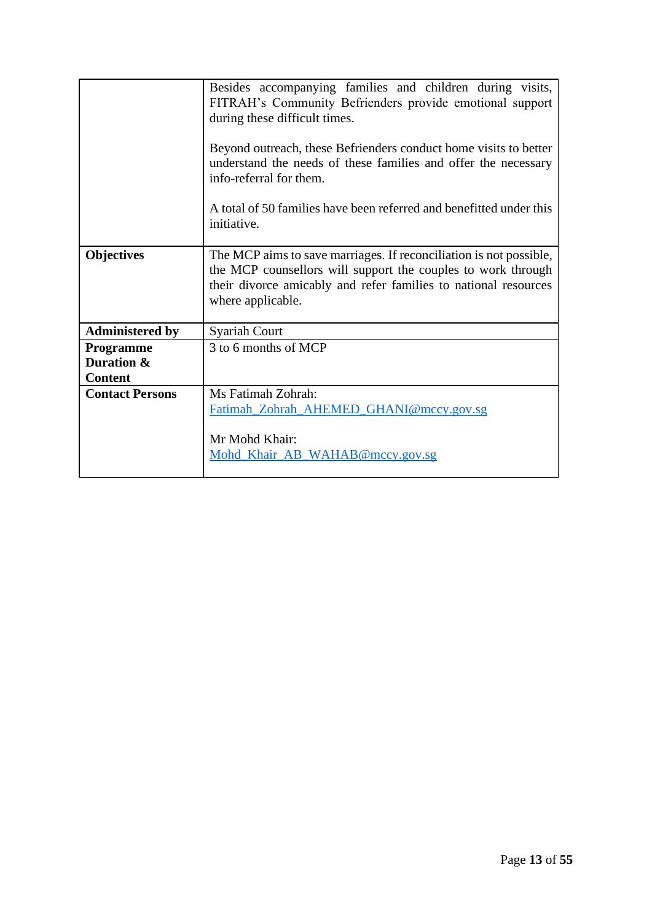| | |
|---|---|
| | Besides accompanying families and children during visits, FITRAH's Community Befrienders provide emotional support during these difficult times.<br><br>Beyond outreach, these Befrienders conduct home visits to better understand the needs of these families and offer the necessary info-referral for them.<br><br>A total of 50 families have been referred and benefitted under this initiative. |
| **Objectives** | The MCP aims to save marriages. If reconciliation is not possible, the MCP counsellors will support the couples to work through their divorce amicably and refer families to national resources where applicable. |
| **Administered by** | Syariah Court |
| **Programme Duration & Content** | 3 to 6 months of MCP |
| **Contact Persons** | Ms Fatimah Zohrah:<br>Fatimah_Zohrah_AHEMED_GHANI@mccy.gov.sg<br><br>Mr Mohd Khair:<br>Mohd_Khair_AB_WAHAB@mccy.gov.sg |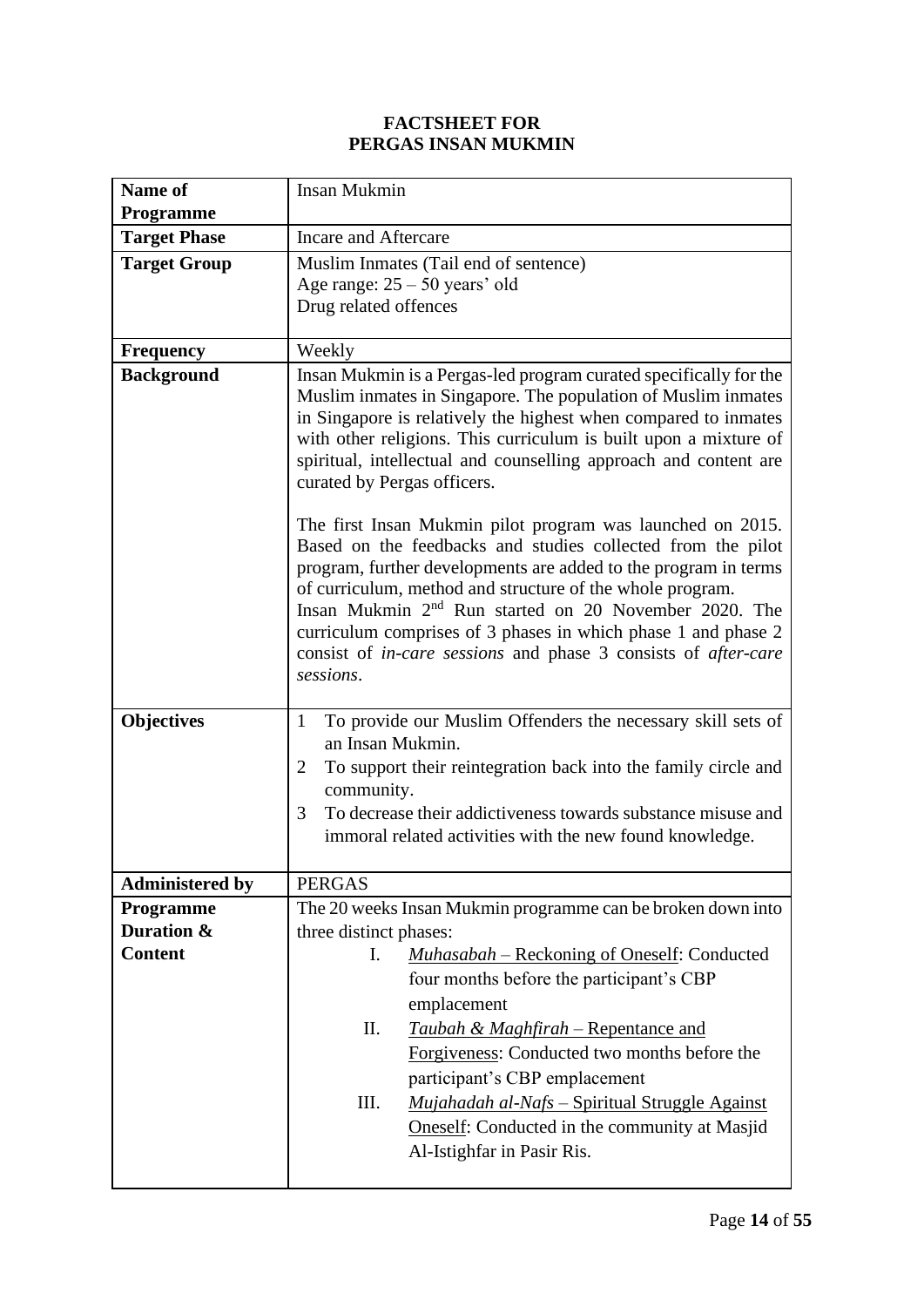# FACTSHEET FOR PERGAS INSAN MUKMIN

| **Name of Programme** | Insan Mukmin |
|---|---|
| **Target Phase** | Incare and Aftercare |
| **Target Group** | Muslim Inmates (Tail end of sentence)<br>Age range: 25 – 50 years' old<br>Drug related offences |
| **Frequency** | Weekly |
| **Background** | Insan Mukmin is a Pergas-led program curated specifically for the Muslim inmates in Singapore. The population of Muslim inmates in Singapore is relatively the highest when compared to inmates with other religions. This curriculum is built upon a mixture of spiritual, intellectual and counselling approach and content are curated by Pergas officers.<br><br>The first Insan Mukmin pilot program was launched on 2015. Based on the feedbacks and studies collected from the pilot program, further developments are added to the program in terms of curriculum, method and structure of the whole program.<br>Insan Mukmin 2nd Run started on 20 November 2020. The curriculum comprises of 3 phases in which phase 1 and phase 2 consist of *in-care sessions* and phase 3 consists of *after-care sessions*. |
| **Objectives** | 1 To provide our Muslim Offenders the necessary skill sets of an Insan Mukmin.<br>2 To support their reintegration back into the family circle and community.<br>3 To decrease their addictiveness towards substance misuse and immoral related activities with the new found knowledge. |
| **Administered by** | PERGAS |
| **Programme Duration & Content** | The 20 weeks Insan Mukmin programme can be broken down into three distinct phases:<br>I. *Muhasabah* – Reckoning of Oneself: Conducted four months before the participant's CBP emplacement<br>II. *Taubah & Maghfirah* – Repentance and Forgiveness: Conducted two months before the participant's CBP emplacement<br>III. *Mujahadah al-Nafs* – Spiritual Struggle Against Oneself: Conducted in the community at Masjid Al-Istighfar in Pasir Ris. |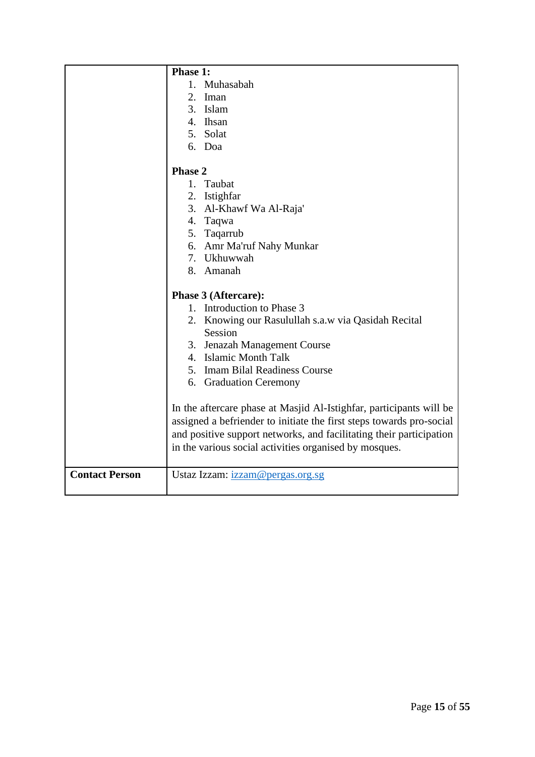| | |
|---|---|
| | **Phase 1:**<br>1. Muhasabah<br>2. Iman<br>3. Islam<br>4. Ihsan<br>5. Solat<br>6. Doa<br><br>**Phase 2**<br>1. Taubat<br>2. Istighfar<br>3. Al-Khawf Wa Al-Raja'<br>4. Taqwa<br>5. Taqarrub<br>6. Amr Ma'ruf Nahy Munkar<br>7. Ukhuwwah<br>8. Amanah<br><br>**Phase 3 (Aftercare):**<br>1. Introduction to Phase 3<br>2. Knowing our Rasulullah s.a.w via Qasidah Recital Session<br>3. Jenazah Management Course<br>4. Islamic Month Talk<br>5. Imam Bilal Readiness Course<br>6. Graduation Ceremony<br><br>In the aftercare phase at Masjid Al-Istighfar, participants will be assigned a befriender to initiate the first steps towards pro-social and positive support networks, and facilitating their participation in the various social activities organised by mosques. |
| **Contact Person** | Ustaz Izzam: izzam@pergas.org.sg |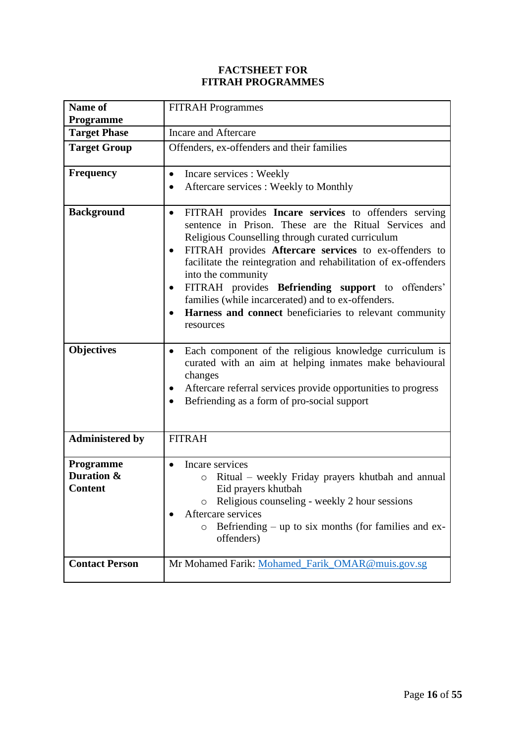# FACTSHEET FOR FITRAH PROGRAMMES

| | |
|---|---|
| **Name of Programme** | FITRAH Programmes |
| **Target Phase** | Incare and Aftercare |
| **Target Group** | Offenders, ex-offenders and their families |
| **Frequency** | • Incare services : Weekly<br>• Aftercare services : Weekly to Monthly |
| **Background** | • FITRAH provides **Incare services** to offenders serving sentence in Prison. These are the Ritual Services and Religious Counselling through curated curriculum<br>• FITRAH provides **Aftercare services** to ex-offenders to facilitate the reintegration and rehabilitation of ex-offenders into the community<br>• FITRAH provides **Befriending support** to offenders' families (while incarcerated) and to ex-offenders.<br>• **Harness and connect** beneficiaries to relevant community resources |
| **Objectives** | • Each component of the religious knowledge curriculum is curated with an aim at helping inmates make behavioural changes<br>• Aftercare referral services provide opportunities to progress<br>• Befriending as a form of pro-social support |
| **Administered by** | FITRAH |
| **Programme Duration & Content** | • Incare services<br>&nbsp;&nbsp;&nbsp;&nbsp;○ Ritual – weekly Friday prayers khutbah and annual Eid prayers khutbah<br>&nbsp;&nbsp;&nbsp;&nbsp;○ Religious counseling - weekly 2 hour sessions<br>• Aftercare services<br>&nbsp;&nbsp;&nbsp;&nbsp;○ Befriending – up to six months (for families and ex-offenders) |
| **Contact Person** | Mr Mohamed Farik: Mohamed_Farik_OMAR@muis.gov.sg |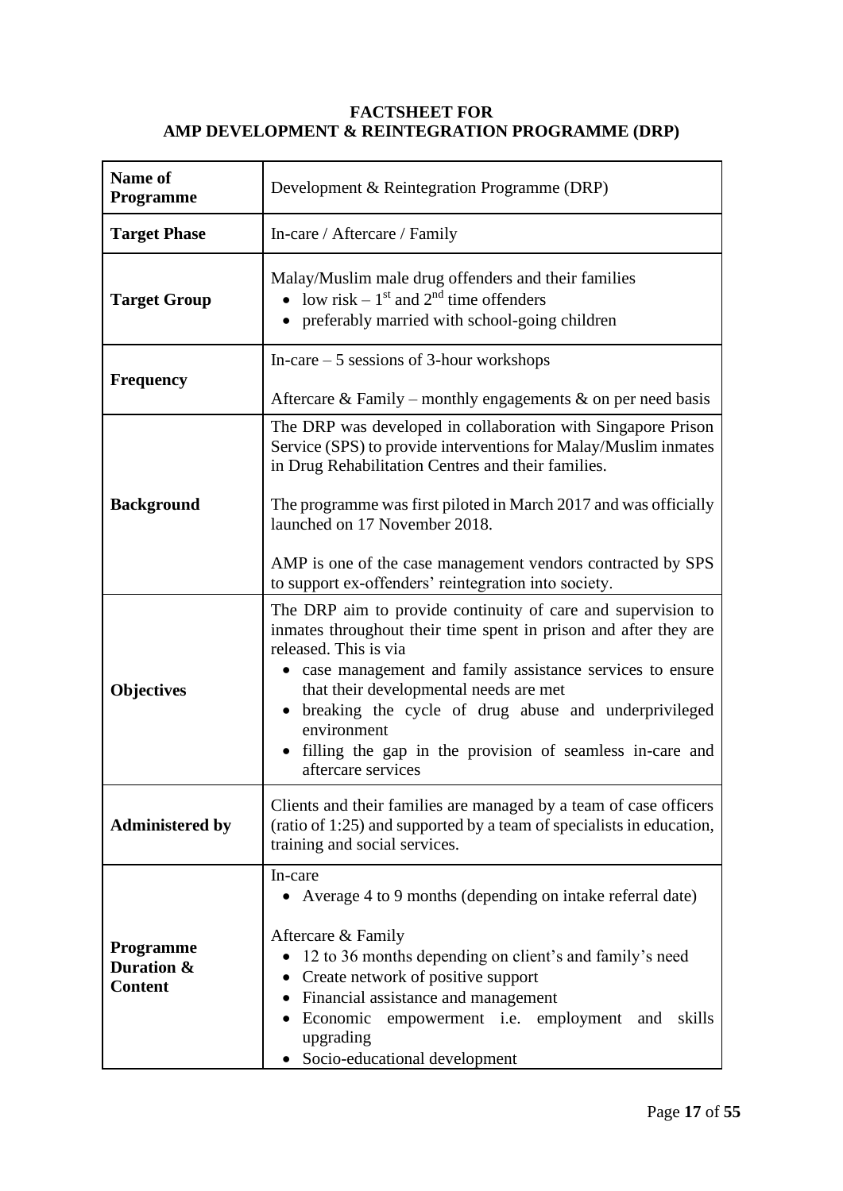# FACTSHEET FOR AMP DEVELOPMENT & REINTEGRATION PROGRAMME (DRP)

| **Name of Programme** | Development & Reintegration Programme (DRP) |
|---|---|
| **Target Phase** | In-care / Aftercare / Family |
| **Target Group** | Malay/Muslim male drug offenders and their families<br>• low risk – 1st and 2nd time offenders<br>• preferably married with school-going children |
| **Frequency** | In-care – 5 sessions of 3-hour workshops<br><br>Aftercare & Family – monthly engagements & on per need basis |
| **Background** | The DRP was developed in collaboration with Singapore Prison Service (SPS) to provide interventions for Malay/Muslim inmates in Drug Rehabilitation Centres and their families.<br><br>The programme was first piloted in March 2017 and was officially launched on 17 November 2018.<br><br>AMP is one of the case management vendors contracted by SPS to support ex-offenders' reintegration into society. |
| **Objectives** | The DRP aim to provide continuity of care and supervision to inmates throughout their time spent in prison and after they are released. This is via<br>• case management and family assistance services to ensure that their developmental needs are met<br>• breaking the cycle of drug abuse and underprivileged environment<br>• filling the gap in the provision of seamless in-care and aftercare services |
| **Administered by** | Clients and their families are managed by a team of case officers (ratio of 1:25) and supported by a team of specialists in education, training and social services. |
| **Programme Duration & Content** | In-care<br>• Average 4 to 9 months (depending on intake referral date)<br><br>Aftercare & Family<br>• 12 to 36 months depending on client's and family's need<br>• Create network of positive support<br>• Financial assistance and management<br>• Economic empowerment i.e. employment and skills upgrading<br>• Socio-educational development |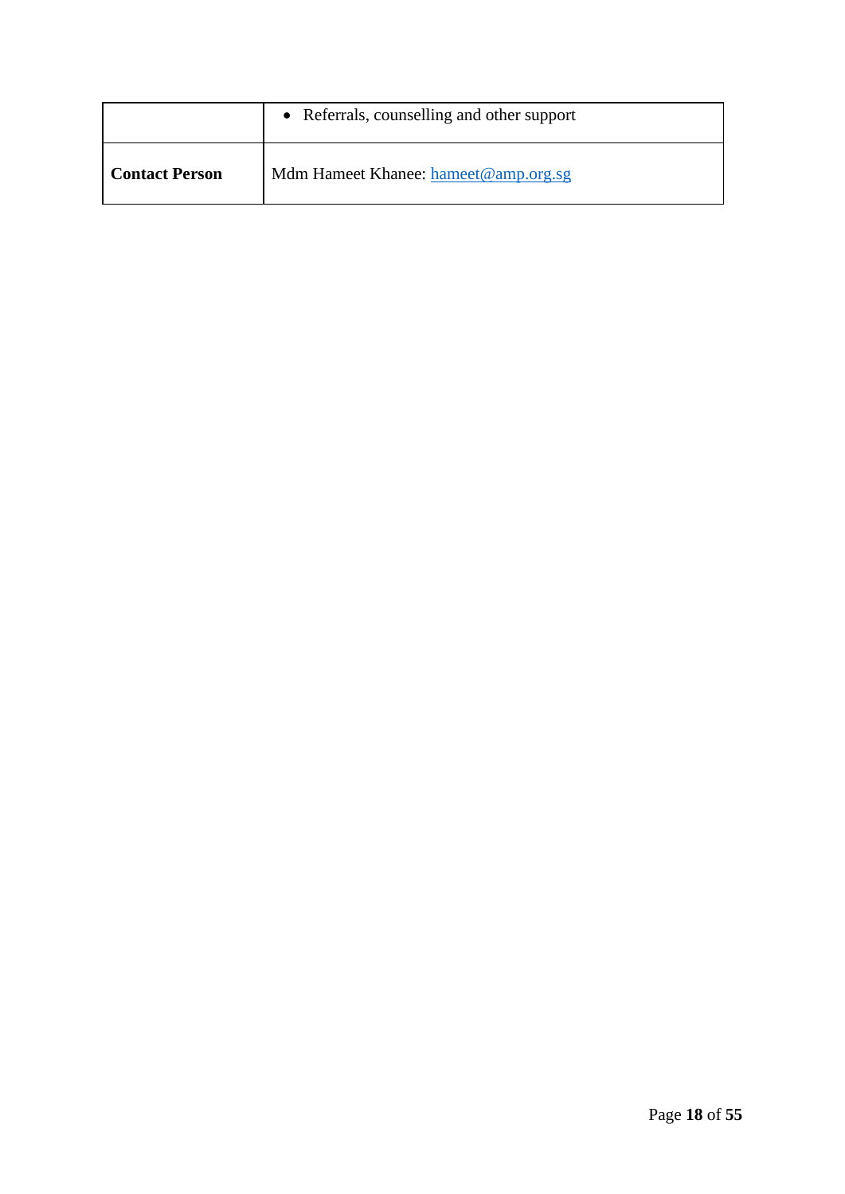| | |
|---|---|
| | • Referrals, counselling and other support |
| **Contact Person** | Mdm Hameet Khanee: hameet@amp.org.sg |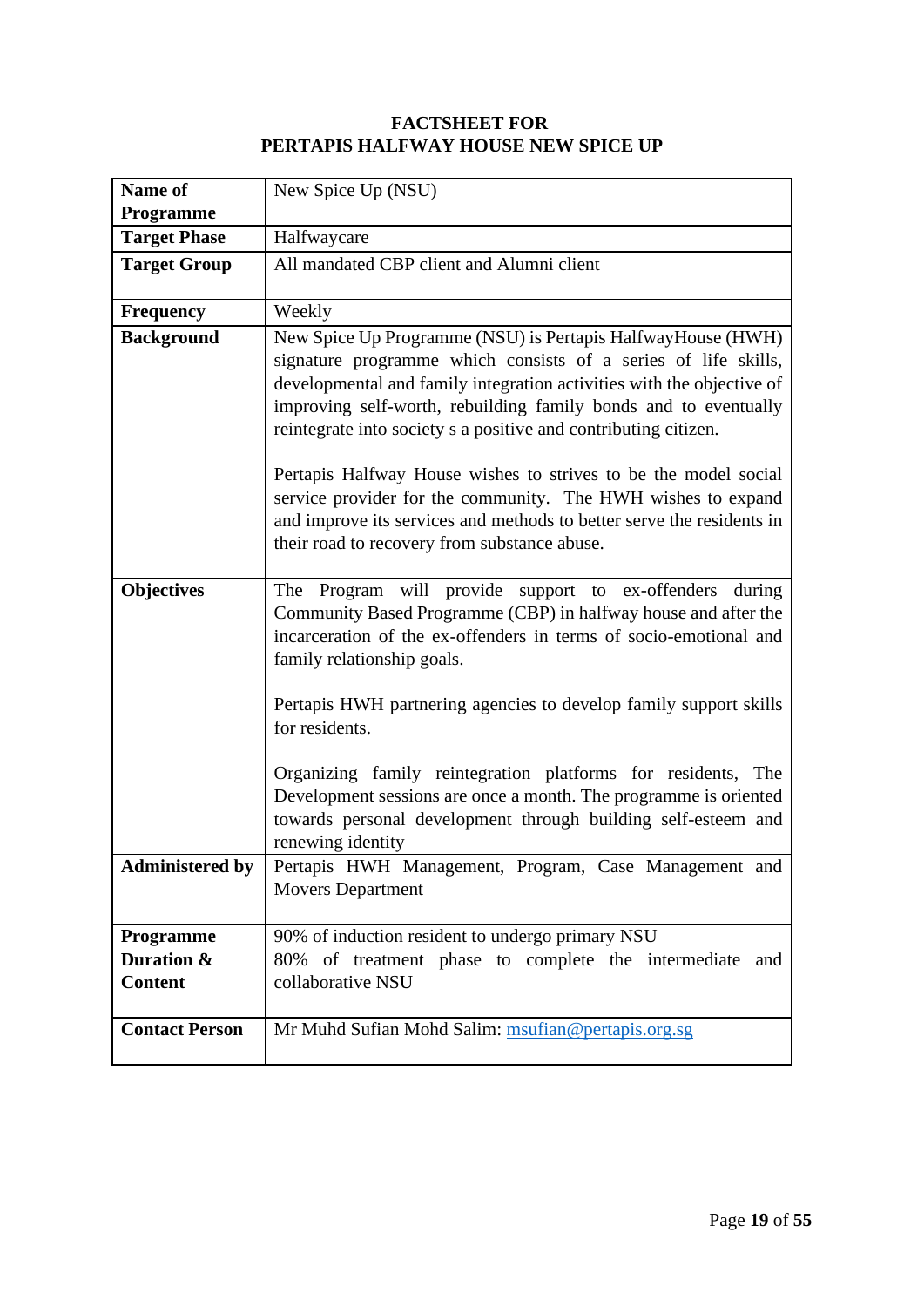**FACTSHEET FOR**
**PERTAPIS HALFWAY HOUSE NEW SPICE UP**

| **Name of Programme** | New Spice Up (NSU) |
|---|---|
| **Target Phase** | Halfwaycare |
| **Target Group** | All mandated CBP client and Alumni client |
| **Frequency** | Weekly |
| **Background** | New Spice Up Programme (NSU) is Pertapis HalfwayHouse (HWH) signature programme which consists of a series of life skills, developmental and family integration activities with the objective of improving self-worth, rebuilding family bonds and to eventually reintegrate into society s a positive and contributing citizen.<br><br>Pertapis Halfway House wishes to strives to be the model social service provider for the community. The HWH wishes to expand and improve its services and methods to better serve the residents in their road to recovery from substance abuse. |
| **Objectives** | The Program will provide support to ex-offenders during Community Based Programme (CBP) in halfway house and after the incarceration of the ex-offenders in terms of socio-emotional and family relationship goals.<br><br>Pertapis HWH partnering agencies to develop family support skills for residents.<br><br>Organizing family reintegration platforms for residents, The Development sessions are once a month. The programme is oriented towards personal development through building self-esteem and renewing identity |
| **Administered by** | Pertapis HWH Management, Program, Case Management and Movers Department |
| **Programme Duration & Content** | 90% of induction resident to undergo primary NSU<br>80% of treatment phase to complete the intermediate and collaborative NSU |
| **Contact Person** | Mr Muhd Sufian Mohd Salim: msufian@pertapis.org.sg |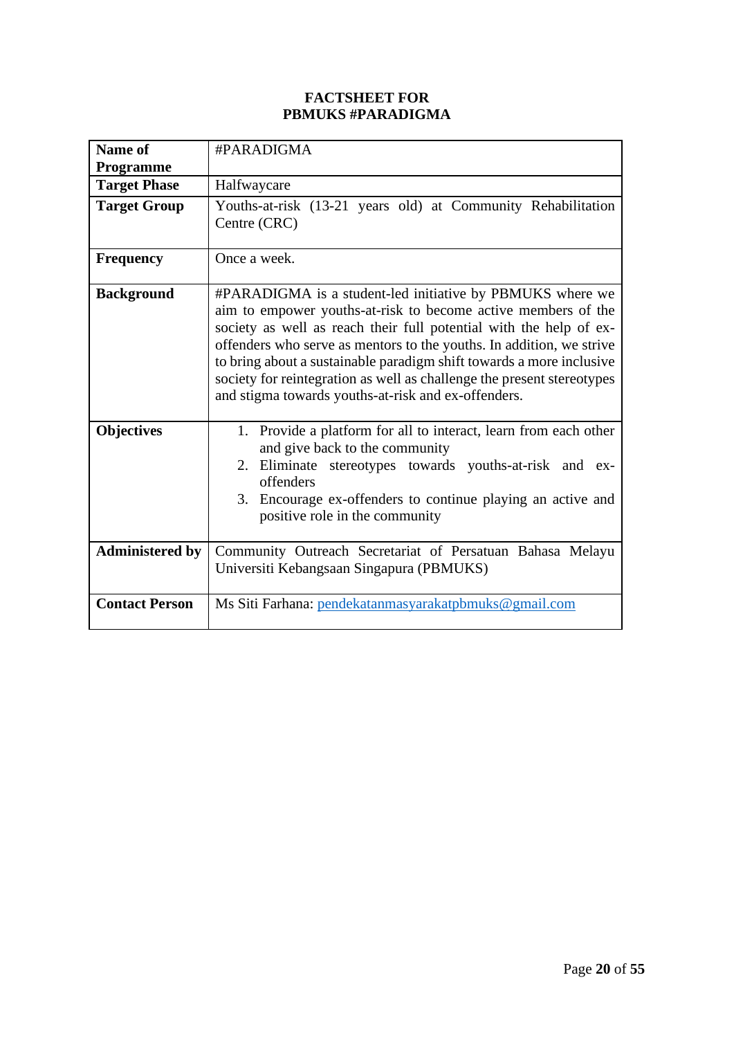# FACTSHEET FOR PBMUKS #PARADIGMA

| **Name of Programme** | #PARADIGMA |
|---|---|
| **Target Phase** | Halfwaycare |
| **Target Group** | Youths-at-risk (13-21 years old) at Community Rehabilitation Centre (CRC) |
| **Frequency** | Once a week. |
| **Background** | #PARADIGMA is a student-led initiative by PBMUKS where we aim to empower youths-at-risk to become active members of the society as well as reach their full potential with the help of ex-offenders who serve as mentors to the youths. In addition, we strive to bring about a sustainable paradigm shift towards a more inclusive society for reintegration as well as challenge the present stereotypes and stigma towards youths-at-risk and ex-offenders. |
| **Objectives** | 1. Provide a platform for all to interact, learn from each other and give back to the community<br>2. Eliminate stereotypes towards youths-at-risk and ex-offenders<br>3. Encourage ex-offenders to continue playing an active and positive role in the community |
| **Administered by** | Community Outreach Secretariat of Persatuan Bahasa Melayu Universiti Kebangsaan Singapura (PBMUKS) |
| **Contact Person** | Ms Siti Farhana: pendekatanmasyarakatpbmuks@gmail.com |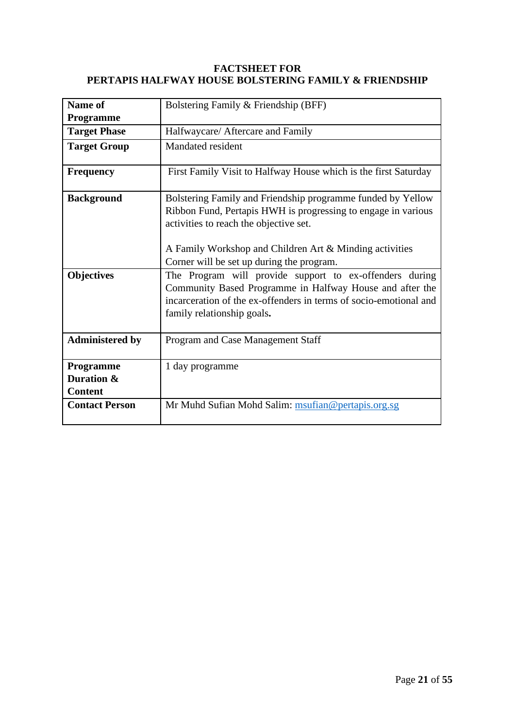**FACTSHEET FOR**
**PERTAPIS HALFWAY HOUSE BOLSTERING FAMILY & FRIENDSHIP**

| **Name of Programme** | Bolstering Family & Friendship (BFF) |
|---|---|
| **Target Phase** | Halfwaycare/ Aftercare and Family |
| **Target Group** | Mandated resident |
| **Frequency** | First Family Visit to Halfway House which is the first Saturday |
| **Background** | Bolstering Family and Friendship programme funded by Yellow Ribbon Fund, Pertapis HWH is progressing to engage in various activities to reach the objective set.<br><br>A Family Workshop and Children Art & Minding activities Corner will be set up during the program. |
| **Objectives** | The Program will provide support to ex-offenders during Community Based Programme in Halfway House and after the incarceration of the ex-offenders in terms of socio-emotional and family relationship goals. |
| **Administered by** | Program and Case Management Staff |
| **Programme Duration & Content** | 1 day programme |
| **Contact Person** | Mr Muhd Sufian Mohd Salim: msufian@pertapis.org.sg |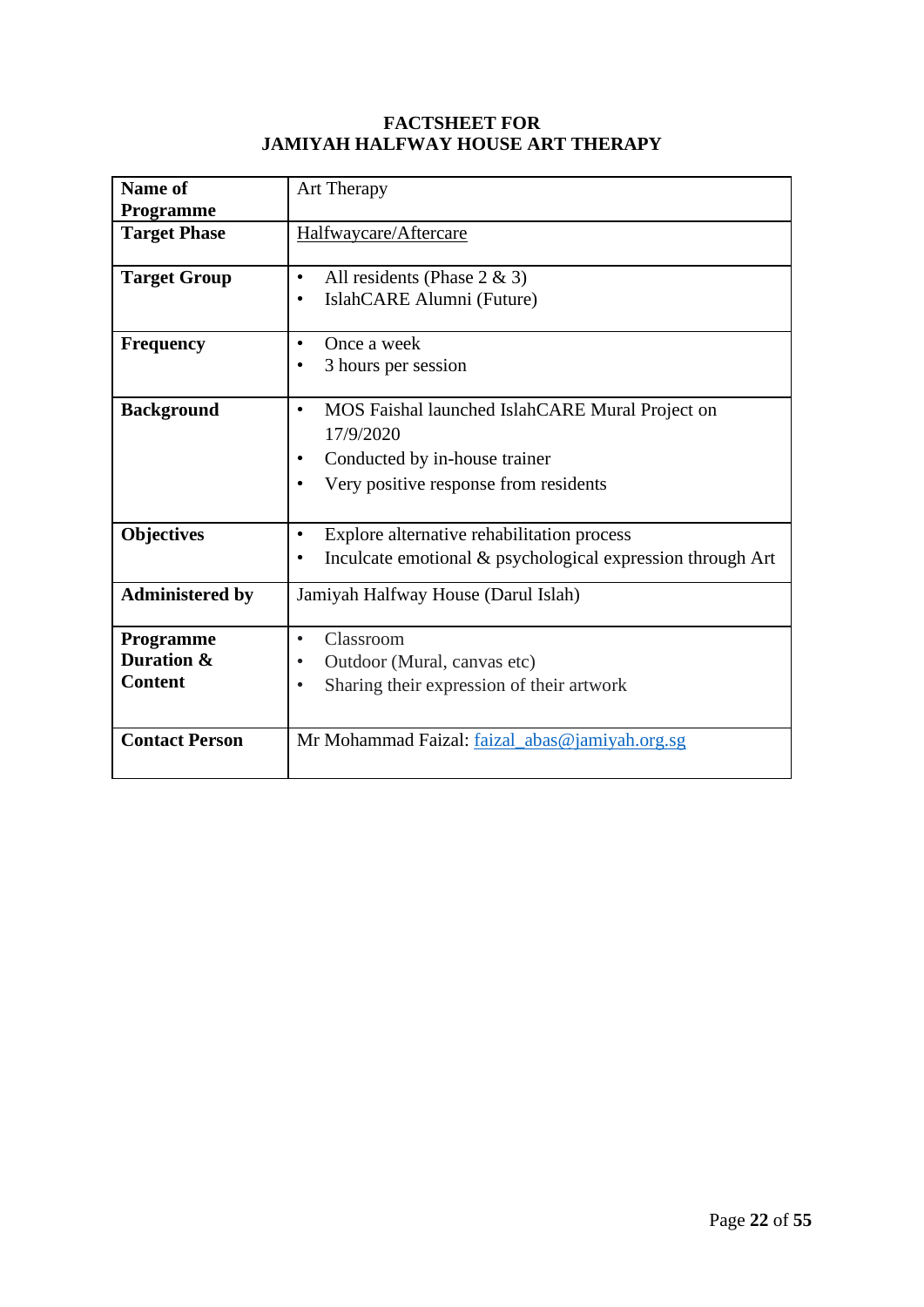# FACTSHEET FOR
# JAMIYAH HALFWAY HOUSE ART THERAPY

| | |
|---|---|
| **Name of Programme** | Art Therapy |
| **Target Phase** | Halfwaycare/Aftercare |
| **Target Group** | • All residents (Phase 2 & 3)<br>• IslahCARE Alumni (Future) |
| **Frequency** | • Once a week<br>• 3 hours per session |
| **Background** | • MOS Faishal launched IslahCARE Mural Project on 17/9/2020<br>• Conducted by in-house trainer<br>• Very positive response from residents |
| **Objectives** | • Explore alternative rehabilitation process<br>• Inculcate emotional & psychological expression through Art |
| **Administered by** | Jamiyah Halfway House (Darul Islah) |
| **Programme Duration & Content** | • Classroom<br>• Outdoor (Mural, canvas etc)<br>• Sharing their expression of their artwork |
| **Contact Person** | Mr Mohammad Faizal: faizal_abas@jamiyah.org.sg |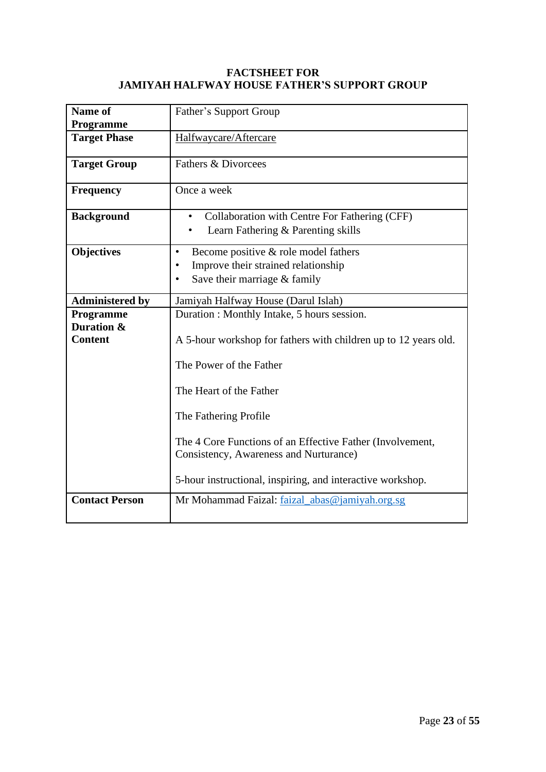# FACTSHEET FOR JAMIYAH HALFWAY HOUSE FATHER'S SUPPORT GROUP

| | |
|---|---|
| **Name of Programme** | Father's Support Group |
| **Target Phase** | Halfwaycare/Aftercare |
| **Target Group** | Fathers & Divorcees |
| **Frequency** | Once a week |
| **Background** | • Collaboration with Centre For Fathering (CFF)<br>• Learn Fathering & Parenting skills |
| **Objectives** | • Become positive & role model fathers<br>• Improve their strained relationship<br>• Save their marriage & family |
| **Administered by** | Jamiyah Halfway House (Darul Islah) |
| **Programme Duration & Content** | Duration : Monthly Intake, 5 hours session.<br><br>A 5-hour workshop for fathers with children up to 12 years old.<br><br>The Power of the Father<br><br>The Heart of the Father<br><br>The Fathering Profile<br><br>The 4 Core Functions of an Effective Father (Involvement, Consistency, Awareness and Nurturance)<br><br>5-hour instructional, inspiring, and interactive workshop. |
| **Contact Person** | Mr Mohammad Faizal: faizal_abas@jamiyah.org.sg |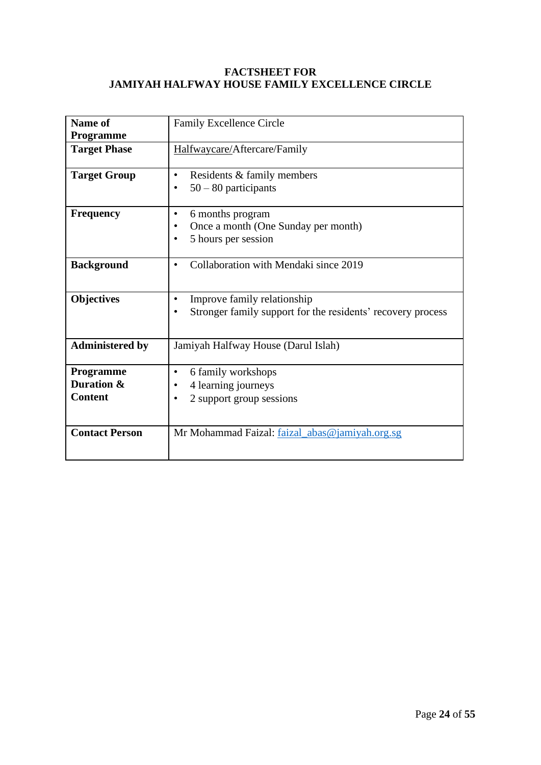**FACTSHEET FOR**
**JAMIYAH HALFWAY HOUSE FAMILY EXCELLENCE CIRCLE**

| **Name of Programme** | Family Excellence Circle |
|---|---|
| **Target Phase** | Halfwaycare/Aftercare/Family |
| **Target Group** | • Residents & family members<br>• 50 – 80 participants |
| **Frequency** | • 6 months program<br>• Once a month (One Sunday per month)<br>• 5 hours per session |
| **Background** | • Collaboration with Mendaki since 2019 |
| **Objectives** | • Improve family relationship<br>• Stronger family support for the residents' recovery process |
| **Administered by** | Jamiyah Halfway House (Darul Islah) |
| **Programme Duration & Content** | • 6 family workshops<br>• 4 learning journeys<br>• 2 support group sessions |
| **Contact Person** | Mr Mohammad Faizal: faizal_abas@jamiyah.org.sg |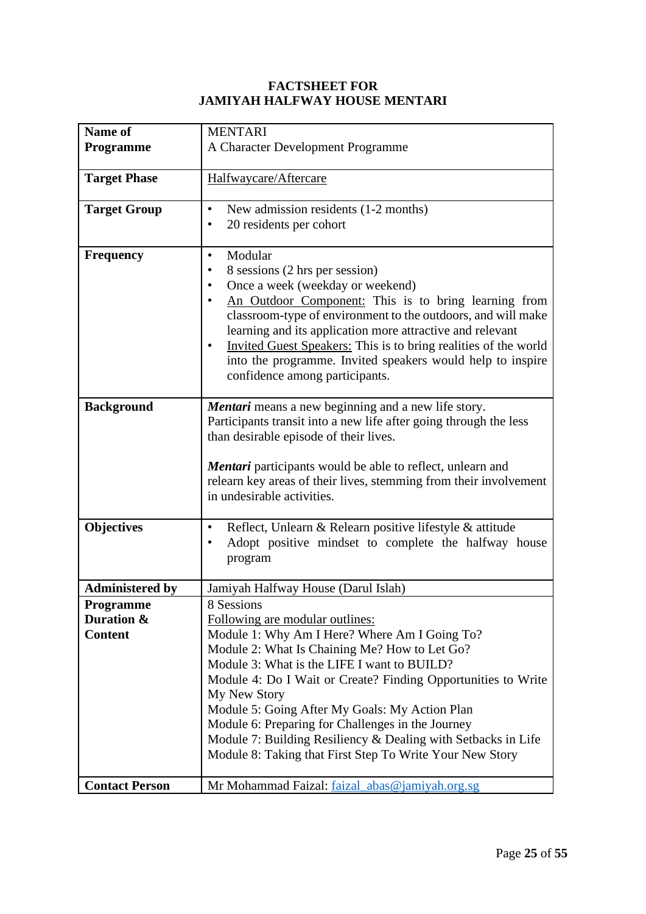**FACTSHEET FOR**
**JAMIYAH HALFWAY HOUSE MENTARI**

| | |
|---|---|
| **Name of Programme** | MENTARI<br>A Character Development Programme |
| **Target Phase** | Halfwaycare/Aftercare |
| **Target Group** | • New admission residents (1-2 months)<br>• 20 residents per cohort |
| **Frequency** | • Modular<br>• 8 sessions (2 hrs per session)<br>• Once a week (weekday or weekend)<br>• An Outdoor Component: This is to bring learning from classroom-type of environment to the outdoors, and will make learning and its application more attractive and relevant<br>• Invited Guest Speakers: This is to bring realities of the world into the programme. Invited speakers would help to inspire confidence among participants. |
| **Background** | ***Mentari*** means a new beginning and a new life story. Participants transit into a new life after going through the less than desirable episode of their lives.<br><br>***Mentari*** participants would be able to reflect, unlearn and relearn key areas of their lives, stemming from their involvement in undesirable activities. |
| **Objectives** | • Reflect, Unlearn & Relearn positive lifestyle & attitude<br>• Adopt positive mindset to complete the halfway house program |
| **Administered by** | Jamiyah Halfway House (Darul Islah) |
| **Programme Duration & Content** | 8 Sessions<br>Following are modular outlines:<br>Module 1: Why Am I Here? Where Am I Going To?<br>Module 2: What Is Chaining Me? How to Let Go?<br>Module 3: What is the LIFE I want to BUILD?<br>Module 4: Do I Wait or Create? Finding Opportunities to Write My New Story<br>Module 5: Going After My Goals: My Action Plan<br>Module 6: Preparing for Challenges in the Journey<br>Module 7: Building Resiliency & Dealing with Setbacks in Life<br>Module 8: Taking that First Step To Write Your New Story |
| **Contact Person** | Mr Mohammad Faizal: faizal_abas@jamiyah.org.sg |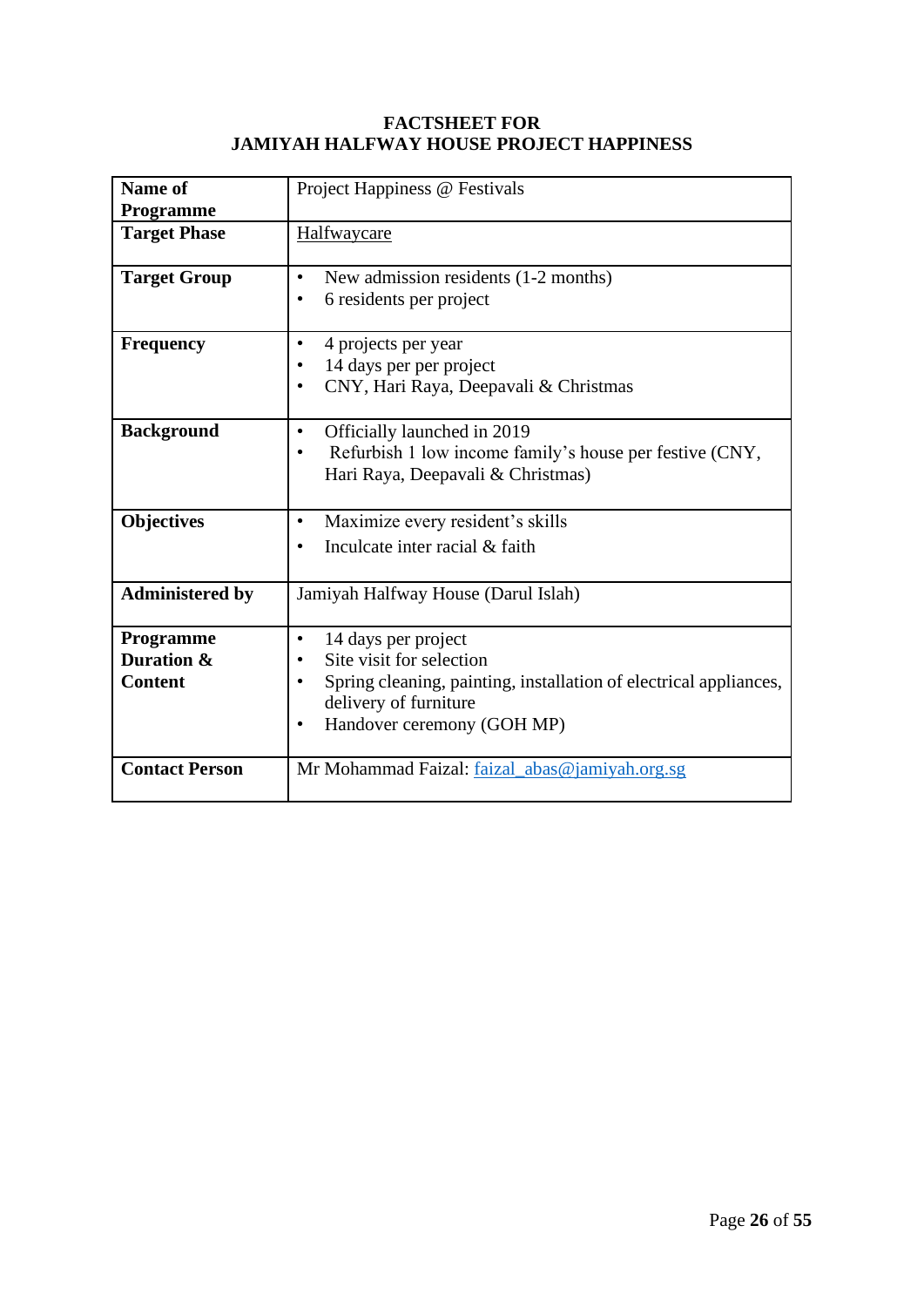**FACTSHEET FOR**
**JAMIYAH HALFWAY HOUSE PROJECT HAPPINESS**

| | |
|---|---|
| **Name of Programme** | Project Happiness @ Festivals |
| **Target Phase** | Halfwaycare |
| **Target Group** | • New admission residents (1-2 months)<br>• 6 residents per project |
| **Frequency** | • 4 projects per year<br>• 14 days per per project<br>• CNY, Hari Raya, Deepavali & Christmas |
| **Background** | • Officially launched in 2019<br>• Refurbish 1 low income family's house per festive (CNY, Hari Raya, Deepavali & Christmas) |
| **Objectives** | • Maximize every resident's skills<br>• Inculcate inter racial & faith |
| **Administered by** | Jamiyah Halfway House (Darul Islah) |
| **Programme Duration & Content** | • 14 days per project<br>• Site visit for selection<br>• Spring cleaning, painting, installation of electrical appliances, delivery of furniture<br>• Handover ceremony (GOH MP) |
| **Contact Person** | Mr Mohammad Faizal: faizal_abas@jamiyah.org.sg |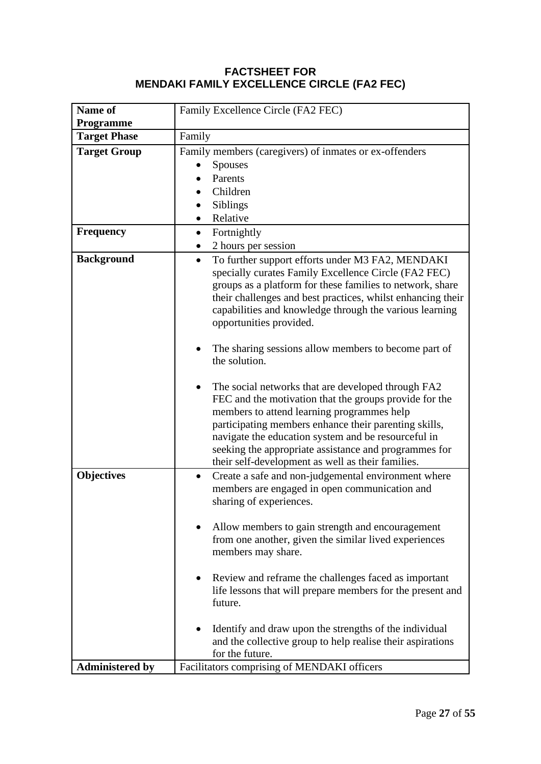# FACTSHEET FOR
# MENDAKI FAMILY EXCELLENCE CIRCLE (FA2 FEC)

| **Name of Programme** | Family Excellence Circle (FA2 FEC) |
|---|---|
| **Target Phase** | Family |
| **Target Group** | Family members (caregivers) of inmates or ex-offenders<br>• Spouses<br>• Parents<br>• Children<br>• Siblings<br>• Relative |
| **Frequency** | • Fortnightly<br>• 2 hours per session |
| **Background** | • To further support efforts under M3 FA2, MENDAKI specially curates Family Excellence Circle (FA2 FEC) groups as a platform for these families to network, share their challenges and best practices, whilst enhancing their capabilities and knowledge through the various learning opportunities provided.<br><br>• The sharing sessions allow members to become part of the solution.<br><br>• The social networks that are developed through FA2 FEC and the motivation that the groups provide for the members to attend learning programmes help participating members enhance their parenting skills, navigate the education system and be resourceful in seeking the appropriate assistance and programmes for their self-development as well as their families. |
| **Objectives** | • Create a safe and non-judgemental environment where members are engaged in open communication and sharing of experiences.<br><br>• Allow members to gain strength and encouragement from one another, given the similar lived experiences members may share.<br><br>• Review and reframe the challenges faced as important life lessons that will prepare members for the present and future.<br><br>• Identify and draw upon the strengths of the individual and the collective group to help realise their aspirations for the future. |
| **Administered by** | Facilitators comprising of MENDAKI officers |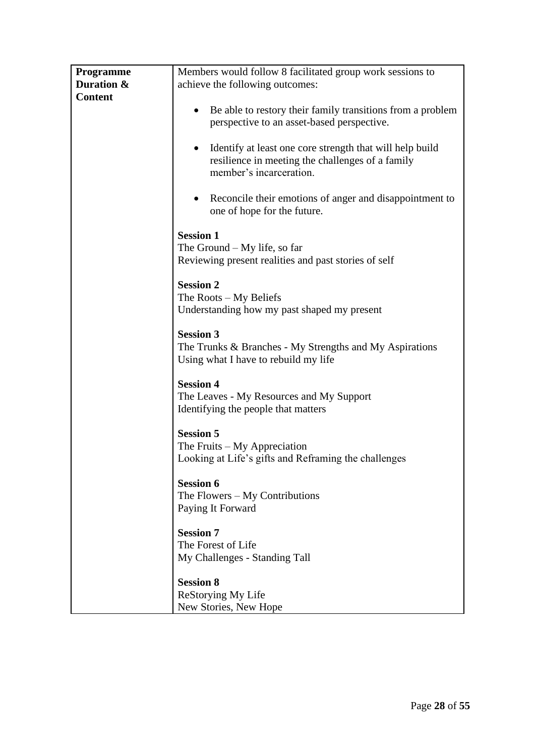| **Programme Duration & Content** | Members would follow 8 facilitated group work sessions to achieve the following outcomes:<br><br>• Be able to restory their family transitions from a problem perspective to an asset-based perspective.<br><br>• Identify at least one core strength that will help build resilience in meeting the challenges of a family member's incarceration.<br><br>• Reconcile their emotions of anger and disappointment to one of hope for the future.<br><br>**Session 1**<br>The Ground – My life, so far<br>Reviewing present realities and past stories of self<br><br>**Session 2**<br>The Roots – My Beliefs<br>Understanding how my past shaped my present<br><br>**Session 3**<br>The Trunks & Branches - My Strengths and My Aspirations<br>Using what I have to rebuild my life<br><br>**Session 4**<br>The Leaves - My Resources and My Support<br>Identifying the people that matters<br><br>**Session 5**<br>The Fruits – My Appreciation<br>Looking at Life's gifts and Reframing the challenges<br><br>**Session 6**<br>The Flowers – My Contributions<br>Paying It Forward<br><br>**Session 7**<br>The Forest of Life<br>My Challenges - Standing Tall<br><br>**Session 8**<br>ReStorying My Life<br>New Stories, New Hope |
|---|---|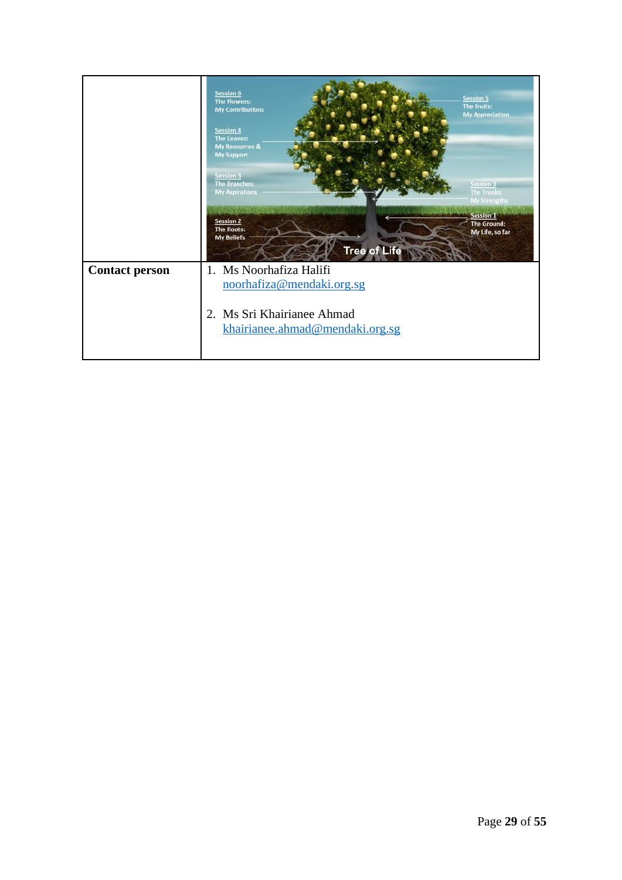| | |
|---|---|
| | Session 6<br>The Flowers:<br>My Contributions<br>Session 4<br>The Leaves:<br>My Resources &<br>My Support<br>Session 3<br>The Branches:<br>My Aspirations<br>Session 2<br>The Roots:<br>My Beliefs<br>Session 5<br>The Fruits:<br>My Appreciation<br>Session 3<br>The Trunks:<br>My Strengths<br>Session 1<br>The Ground:<br>My Life, so far<br>Tree of Life |
| **Contact person** | 1. Ms Noorhafiza Halifi<br>noorhafiza@mendaki.org.sg<br><br>2. Ms Sri Khairianee Ahmad<br>khairianee.ahmad@mendaki.org.sg |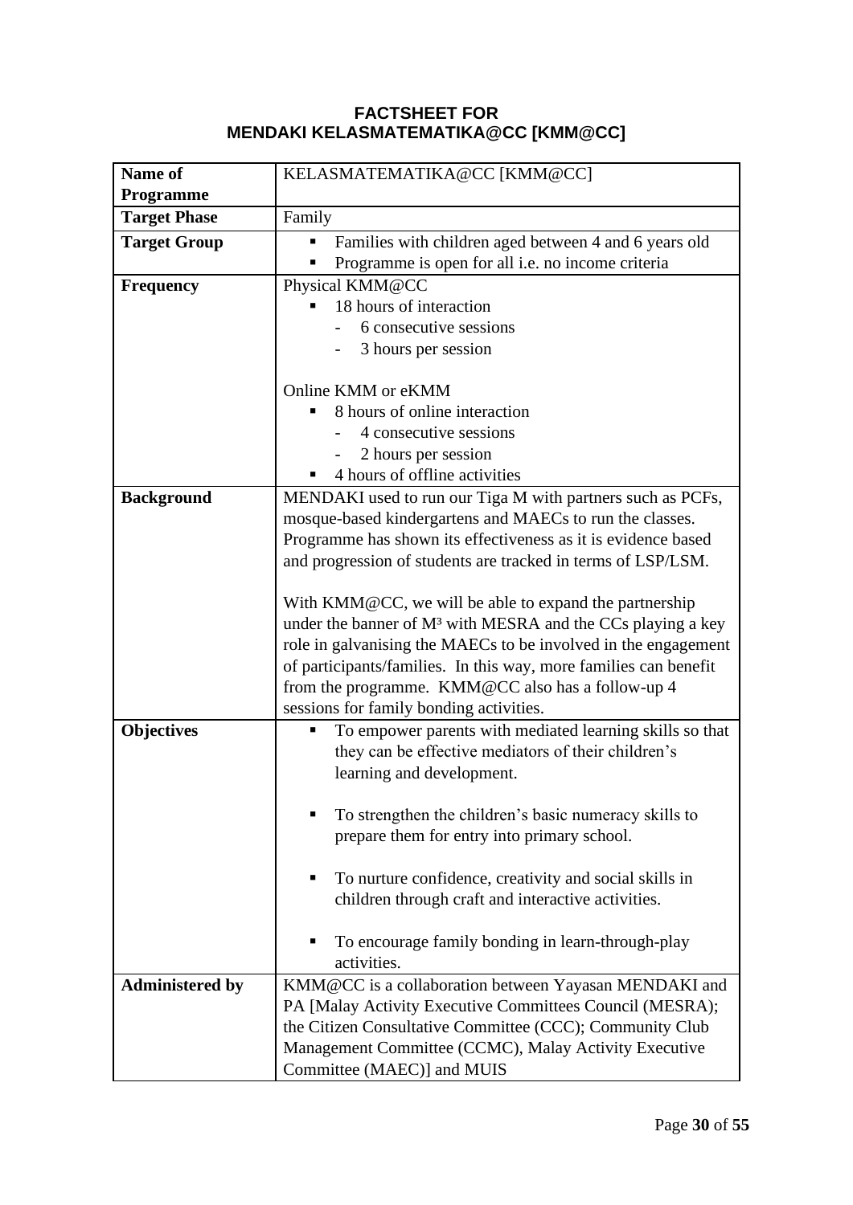# FACTSHEET FOR MENDAKI KELASMATEMATIKA@CC [KMM@CC]

| Name of Programme | KELASMATEMATIKA@CC [KMM@CC] |
|---|---|
| **Target Phase** | Family |
| **Target Group** | ▪ Families with children aged between 4 and 6 years old<br>▪ Programme is open for all i.e. no income criteria |
| **Frequency** | Physical KMM@CC<br>▪ 18 hours of interaction<br>- 6 consecutive sessions<br>- 3 hours per session<br><br>Online KMM or eKMM<br>▪ 8 hours of online interaction<br>- 4 consecutive sessions<br>- 2 hours per session<br>▪ 4 hours of offline activities |
| **Background** | MENDAKI used to run our Tiga M with partners such as PCFs, mosque-based kindergartens and MAECs to run the classes. Programme has shown its effectiveness as it is evidence based and progression of students are tracked in terms of LSP/LSM.<br><br>With KMM@CC, we will be able to expand the partnership under the banner of M³ with MESRA and the CCs playing a key role in galvanising the MAECs to be involved in the engagement of participants/families. In this way, more families can benefit from the programme. KMM@CC also has a follow-up 4 sessions for family bonding activities. |
| **Objectives** | ▪ To empower parents with mediated learning skills so that they can be effective mediators of their children's learning and development.<br><br>▪ To strengthen the children's basic numeracy skills to prepare them for entry into primary school.<br><br>▪ To nurture confidence, creativity and social skills in children through craft and interactive activities.<br><br>▪ To encourage family bonding in learn-through-play activities. |
| **Administered by** | KMM@CC is a collaboration between Yayasan MENDAKI and PA [Malay Activity Executive Committees Council (MESRA); the Citizen Consultative Committee (CCC); Community Club Management Committee (CCMC), Malay Activity Executive Committee (MAEC)] and MUIS |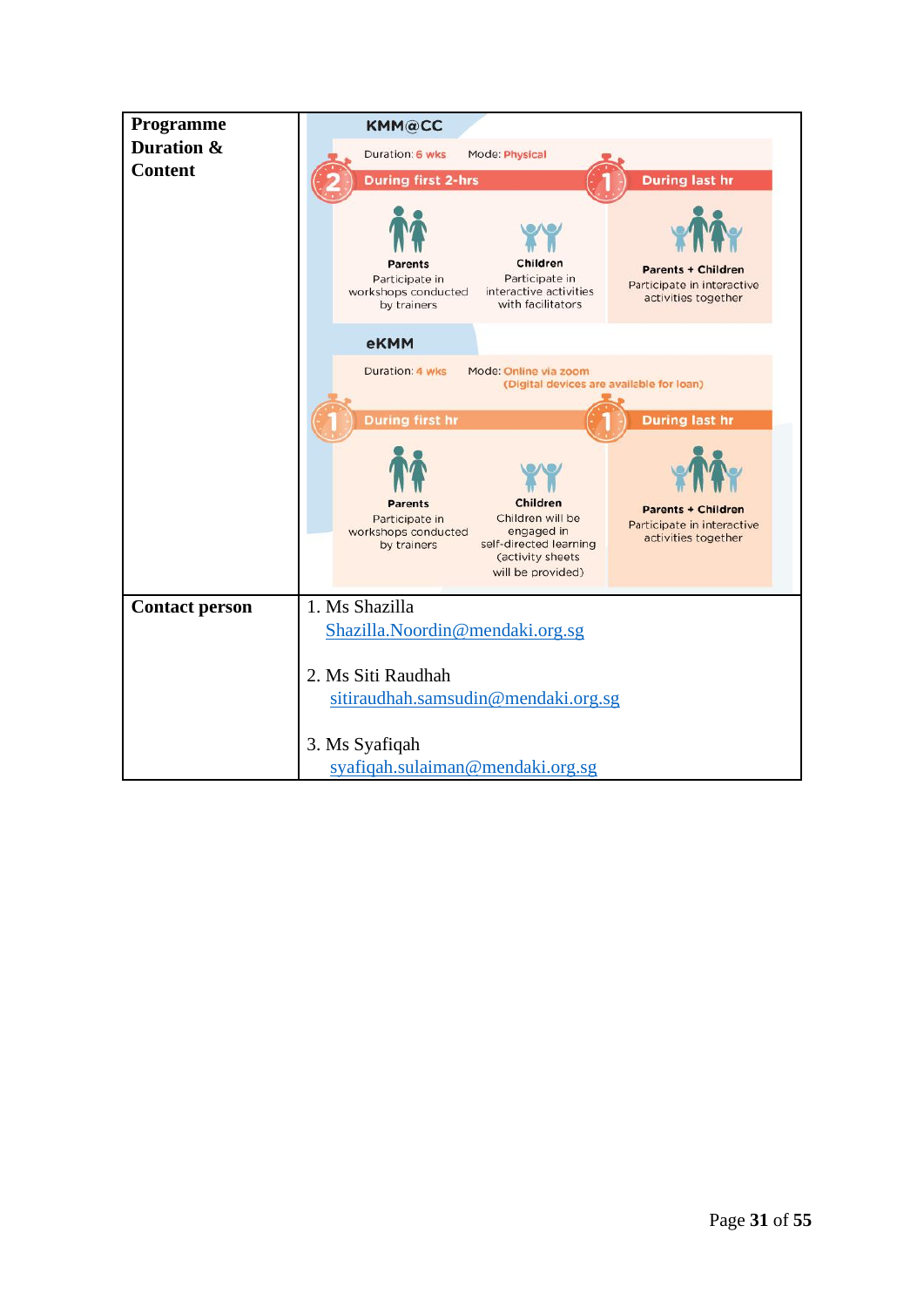| Programme Duration & Content | **KMM@CC**<br>Duration: 6 wks Mode: Physical<br>**During first 2-hrs**<br>**Parents** Participate in workshops conducted by trainers<br>**Children** Participate in interactive activities with facilitators<br>**During last hr**<br>**Parents + Children** Participate in interactive activities together<br><br>**eKMM**<br>Duration: 4 wks Mode: Online via zoom (Digital devices are available for loan)<br>**During first hr**<br>**Parents** Participate in workshops conducted by trainers<br>**Children** Children will be engaged in self-directed learning (activity sheets will be provided)<br>**During last hr**<br>**Parents + Children** Participate in interactive activities together |
|---|---|
| **Contact person** | 1. Ms Shazilla<br>Shazilla.Noordin@mendaki.org.sg<br><br>2. Ms Siti Raudhah<br>sitiraudhah.samsudin@mendaki.org.sg<br><br>3. Ms Syafiqah<br>syafiqah.sulaiman@mendaki.org.sg |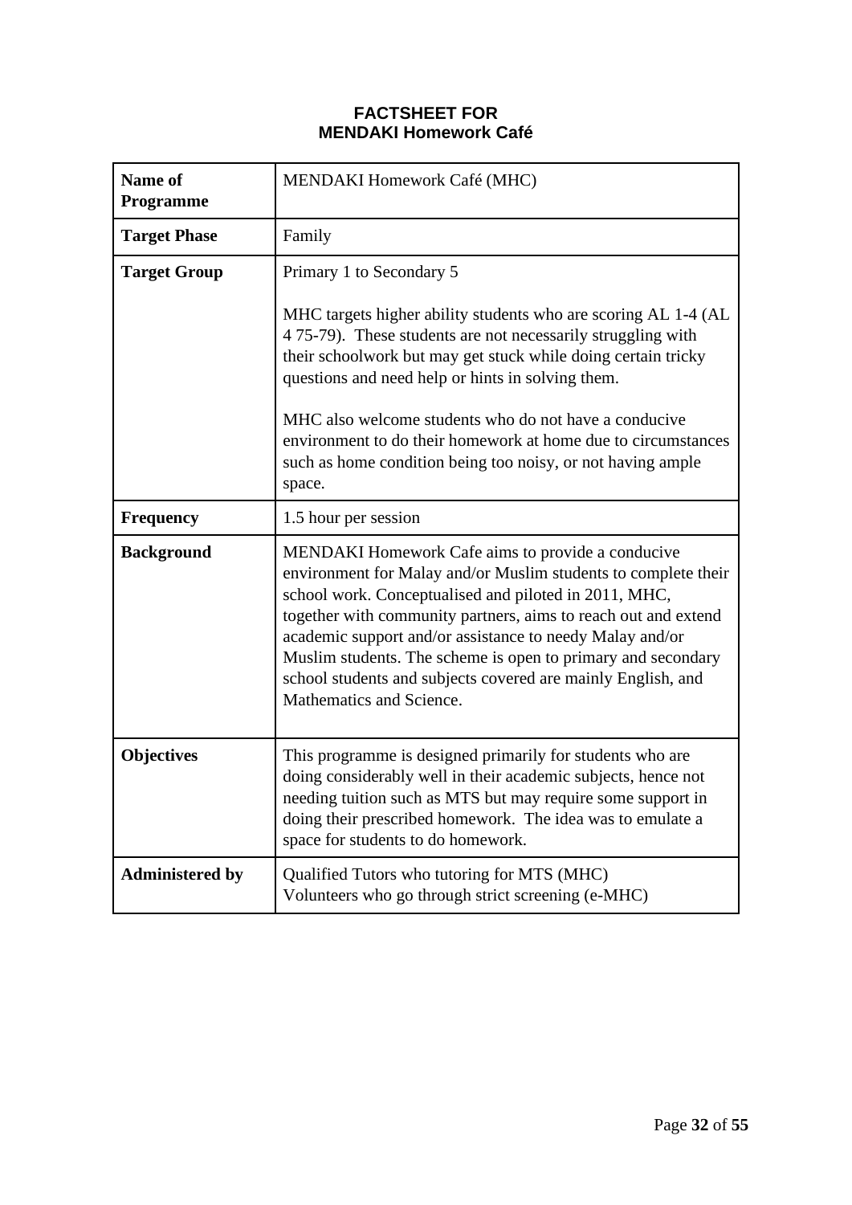# FACTSHEET FOR
# MENDAKI Homework Café

| | |
|---|---|
| **Name of Programme** | MENDAKI Homework Café (MHC) |
| **Target Phase** | Family |
| **Target Group** | Primary 1 to Secondary 5<br><br>MHC targets higher ability students who are scoring AL 1-4 (AL 4 75-79). These students are not necessarily struggling with their schoolwork but may get stuck while doing certain tricky questions and need help or hints in solving them.<br><br>MHC also welcome students who do not have a conducive environment to do their homework at home due to circumstances such as home condition being too noisy, or not having ample space. |
| **Frequency** | 1.5 hour per session |
| **Background** | MENDAKI Homework Cafe aims to provide a conducive environment for Malay and/or Muslim students to complete their school work. Conceptualised and piloted in 2011, MHC, together with community partners, aims to reach out and extend academic support and/or assistance to needy Malay and/or Muslim students. The scheme is open to primary and secondary school students and subjects covered are mainly English, and Mathematics and Science. |
| **Objectives** | This programme is designed primarily for students who are doing considerably well in their academic subjects, hence not needing tuition such as MTS but may require some support in doing their prescribed homework. The idea was to emulate a space for students to do homework. |
| **Administered by** | Qualified Tutors who tutoring for MTS (MHC)<br>Volunteers who go through strict screening (e-MHC) |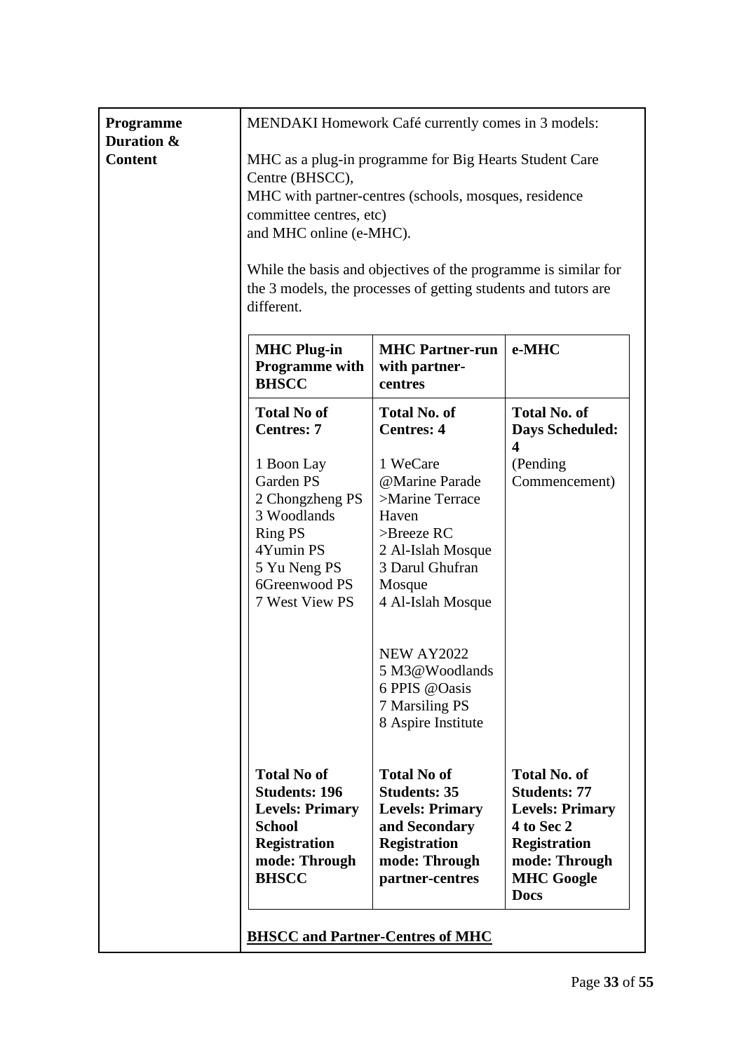| **Programme Duration & Content** | MENDAKI Homework Café currently comes in 3 models:<br><br>MHC as a plug-in programme for Big Hearts Student Care Centre (BHSCC),<br>MHC with partner-centres (schools, mosques, residence committee centres, etc)<br>and MHC online (e-MHC).<br><br>While the basis and objectives of the programme is similar for the 3 models, the processes of getting students and tutors are different. |
|---|---|

| **MHC Plug-in Programme with BHSCC** | **MHC Partner-run with partner-centres** | **e-MHC** |
|---|---|---|
| **Total No of Centres: 7**<br><br>1 Boon Lay Garden PS<br>2 Chongzheng PS<br>3 Woodlands Ring PS<br>4Yumin PS<br>5 Yu Neng PS<br>6Greenwood PS<br>7 West View PS | **Total No. of Centres: 4**<br><br>1 WeCare @Marine Parade<br>>Marine Terrace Haven<br>>Breeze RC<br>2 Al-Islah Mosque<br>3 Darul Ghufran Mosque<br>4 Al-Islah Mosque<br><br>NEW AY2022<br>5 M3@Woodlands<br>6 PPIS @Oasis<br>7 Marsiling PS<br>8 Aspire Institute | **Total No. of Days Scheduled: 4**<br>(Pending Commencement) |
| **Total No of Students: 196**<br>**Levels: Primary School**<br>**Registration mode: Through BHSCC** | **Total No of Students: 35**<br>**Levels: Primary and Secondary**<br>**Registration mode: Through partner-centres** | **Total No. of Students: 77**<br>**Levels: Primary 4 to Sec 2**<br>**Registration mode: Through MHC Google Docs** |

**<u>BHSCC and Partner-Centres of MHC</u>**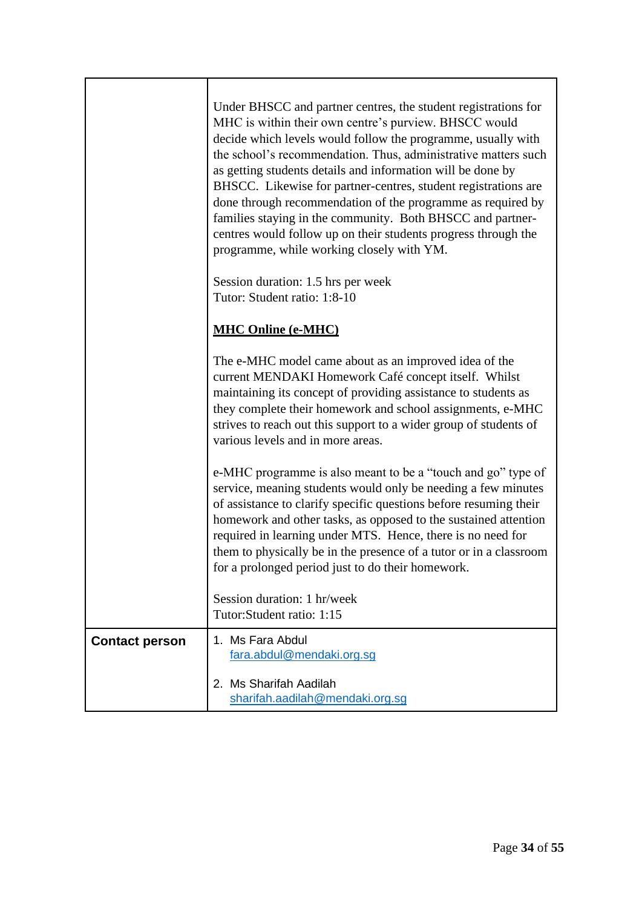| | |
|---|---|
| | Under BHSCC and partner centres, the student registrations for MHC is within their own centre's purview. BHSCC would decide which levels would follow the programme, usually with the school's recommendation. Thus, administrative matters such as getting students details and information will be done by BHSCC. Likewise for partner-centres, student registrations are done through recommendation of the programme as required by families staying in the community. Both BHSCC and partner-centres would follow up on their students progress through the programme, while working closely with YM.<br><br>Session duration: 1.5 hrs per week<br>Tutor: Student ratio: 1:8-10<br><br>**<u>MHC Online (e-MHC)</u>**<br><br>The e-MHC model came about as an improved idea of the current MENDAKI Homework Café concept itself. Whilst maintaining its concept of providing assistance to students as they complete their homework and school assignments, e-MHC strives to reach out this support to a wider group of students of various levels and in more areas.<br><br>e-MHC programme is also meant to be a "touch and go" type of service, meaning students would only be needing a few minutes of assistance to clarify specific questions before resuming their homework and other tasks, as opposed to the sustained attention required in learning under MTS. Hence, there is no need for them to physically be in the presence of a tutor or in a classroom for a prolonged period just to do their homework.<br><br>Session duration: 1 hr/week<br>Tutor:Student ratio: 1:15 |
| **Contact person** | 1. Ms Fara Abdul<br>fara.abdul@mendaki.org.sg<br><br>2. Ms Sharifah Aadilah<br>sharifah.aadilah@mendaki.org.sg |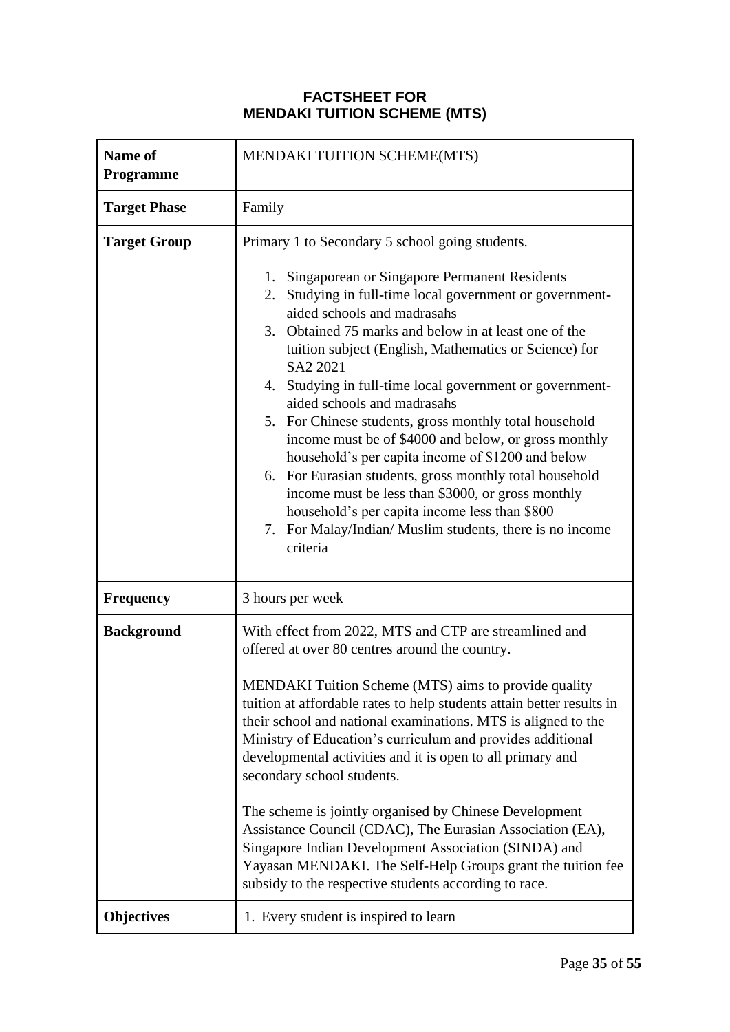# FACTSHEET FOR MENDAKI TUITION SCHEME (MTS)

| **Name of Programme** | MENDAKI TUITION SCHEME(MTS) |
|---|---|
| **Target Phase** | Family |
| **Target Group** | Primary 1 to Secondary 5 school going students.<br><br>1. Singaporean or Singapore Permanent Residents<br>2. Studying in full-time local government or government-aided schools and madrasahs<br>3. Obtained 75 marks and below in at least one of the tuition subject (English, Mathematics or Science) for SA2 2021<br>4. Studying in full-time local government or government-aided schools and madrasahs<br>5. For Chinese students, gross monthly total household income must be of $4000 and below, or gross monthly household's per capita income of $1200 and below<br>6. For Eurasian students, gross monthly total household income must be less than $3000, or gross monthly household's per capita income less than $800<br>7. For Malay/Indian/ Muslim students, there is no income criteria |
| **Frequency** | 3 hours per week |
| **Background** | With effect from 2022, MTS and CTP are streamlined and offered at over 80 centres around the country.<br><br>MENDAKI Tuition Scheme (MTS) aims to provide quality tuition at affordable rates to help students attain better results in their school and national examinations. MTS is aligned to the Ministry of Education's curriculum and provides additional developmental activities and it is open to all primary and secondary school students.<br><br>The scheme is jointly organised by Chinese Development Assistance Council (CDAC), The Eurasian Association (EA), Singapore Indian Development Association (SINDA) and Yayasan MENDAKI. The Self-Help Groups grant the tuition fee subsidy to the respective students according to race. |
| **Objectives** | 1. Every student is inspired to learn |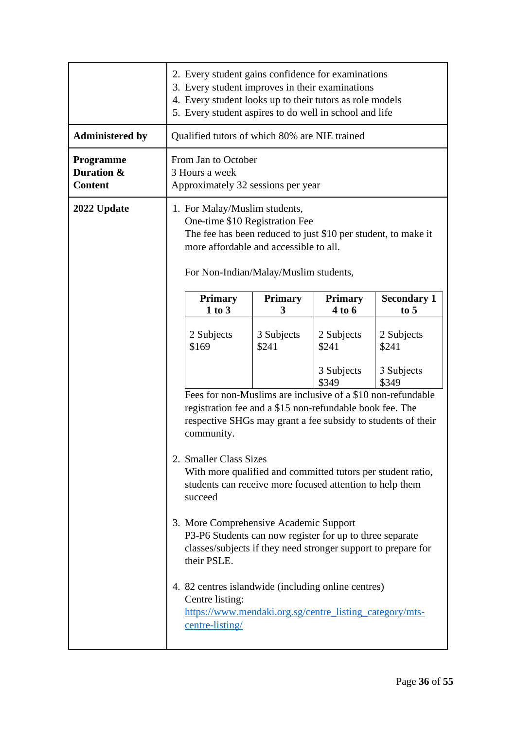| | |
|---|---|
| | 2. Every student gains confidence for examinations<br>3. Every student improves in their examinations<br>4. Every student looks up to their tutors as role models<br>5. Every student aspires to do well in school and life |
| **Administered by** | Qualified tutors of which 80% are NIE trained |
| **Programme Duration & Content** | From Jan to October<br>3 Hours a week<br>Approximately 32 sessions per year |
| **2022 Update** | 1. For Malay/Muslim students,<br>One-time $10 Registration Fee<br>The fee has been reduced to just $10 per student, to make it more affordable and accessible to all.<br><br>For Non-Indian/Malay/Muslim students,<br><br>**Primary 1 to 3**: 2 Subjects $169<br>**Primary 3**: 3 Subjects $241<br>**Primary 4 to 6**: 2 Subjects $241; 3 Subjects $349<br>**Secondary 1 to 5**: 2 Subjects $241; 3 Subjects $349<br><br>Fees for non-Muslims are inclusive of a $10 non-refundable registration fee and a $15 non-refundable book fee. The respective SHGs may grant a fee subsidy to students of their community.<br><br>2. Smaller Class Sizes<br>With more qualified and committed tutors per student ratio, students can receive more focused attention to help them succeed<br><br>3. More Comprehensive Academic Support<br>P3-P6 Students can now register for up to three separate classes/subjects if they need stronger support to prepare for their PSLE.<br><br>4. 82 centres islandwide (including online centres)<br>Centre listing:<br>https://www.mendaki.org.sg/centre_listing_category/mts-centre-listing/ |

Fee table (2022 Update, for Non-Indian/Malay/Muslim students):

| Primary 1 to 3 | Primary 3 | Primary 4 to 6 | Secondary 1 to 5 |
|---|---|---|---|
| 2 Subjects<br>$169 | 3 Subjects<br>$241 | 2 Subjects<br>$241<br><br>3 Subjects<br>$349 | 2 Subjects<br>$241<br><br>3 Subjects<br>$349 |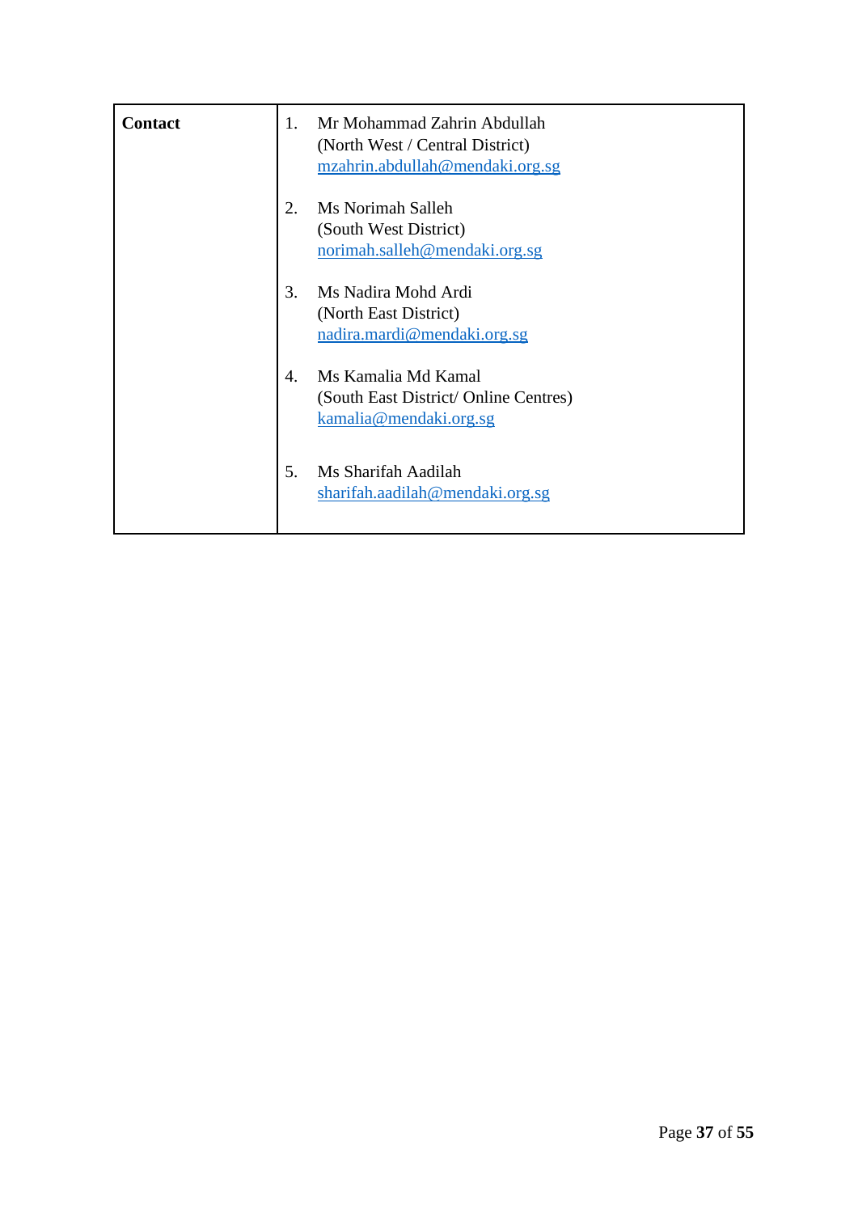| Contact | 1. Mr Mohammad Zahrin Abdullah<br>(North West / Central District)<br>mzahrin.abdullah@mendaki.org.sg<br><br>2. Ms Norimah Salleh<br>(South West District)<br>norimah.salleh@mendaki.org.sg<br><br>3. Ms Nadira Mohd Ardi<br>(North East District)<br>nadira.mardi@mendaki.org.sg<br><br>4. Ms Kamalia Md Kamal<br>(South East District/ Online Centres)<br>kamalia@mendaki.org.sg<br><br>5. Ms Sharifah Aadilah<br>sharifah.aadilah@mendaki.org.sg |
|---|---|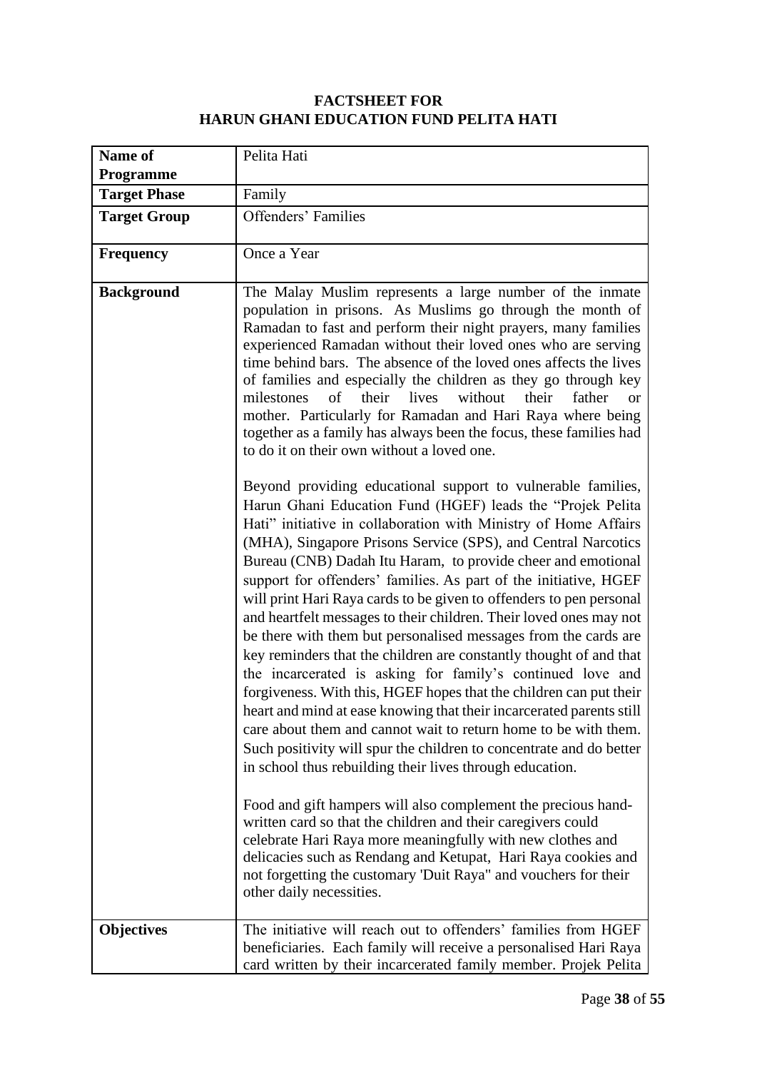**FACTSHEET FOR**
**HARUN GHANI EDUCATION FUND PELITA HATI**

| **Name of Programme** | Pelita Hati |
|---|---|
| **Target Phase** | Family |
| **Target Group** | Offenders' Families |
| **Frequency** | Once a Year |
| **Background** | The Malay Muslim represents a large number of the inmate population in prisons. As Muslims go through the month of Ramadan to fast and perform their night prayers, many families experienced Ramadan without their loved ones who are serving time behind bars. The absence of the loved ones affects the lives of families and especially the children as they go through key milestones of their lives without their father or mother. Particularly for Ramadan and Hari Raya where being together as a family has always been the focus, these families had to do it on their own without a loved one.<br><br>Beyond providing educational support to vulnerable families, Harun Ghani Education Fund (HGEF) leads the "Projek Pelita Hati" initiative in collaboration with Ministry of Home Affairs (MHA), Singapore Prisons Service (SPS), and Central Narcotics Bureau (CNB) Dadah Itu Haram, to provide cheer and emotional support for offenders' families. As part of the initiative, HGEF will print Hari Raya cards to be given to offenders to pen personal and heartfelt messages to their children. Their loved ones may not be there with them but personalised messages from the cards are key reminders that the children are constantly thought of and that the incarcerated is asking for family's continued love and forgiveness. With this, HGEF hopes that the children can put their heart and mind at ease knowing that their incarcerated parents still care about them and cannot wait to return home to be with them. Such positivity will spur the children to concentrate and do better in school thus rebuilding their lives through education.<br><br>Food and gift hampers will also complement the precious hand-written card so that the children and their caregivers could celebrate Hari Raya more meaningfully with new clothes and delicacies such as Rendang and Ketupat, Hari Raya cookies and not forgetting the customary 'Duit Raya" and vouchers for their other daily necessities. |
| **Objectives** | The initiative will reach out to offenders' families from HGEF beneficiaries. Each family will receive a personalised Hari Raya card written by their incarcerated family member. Projek Pelita |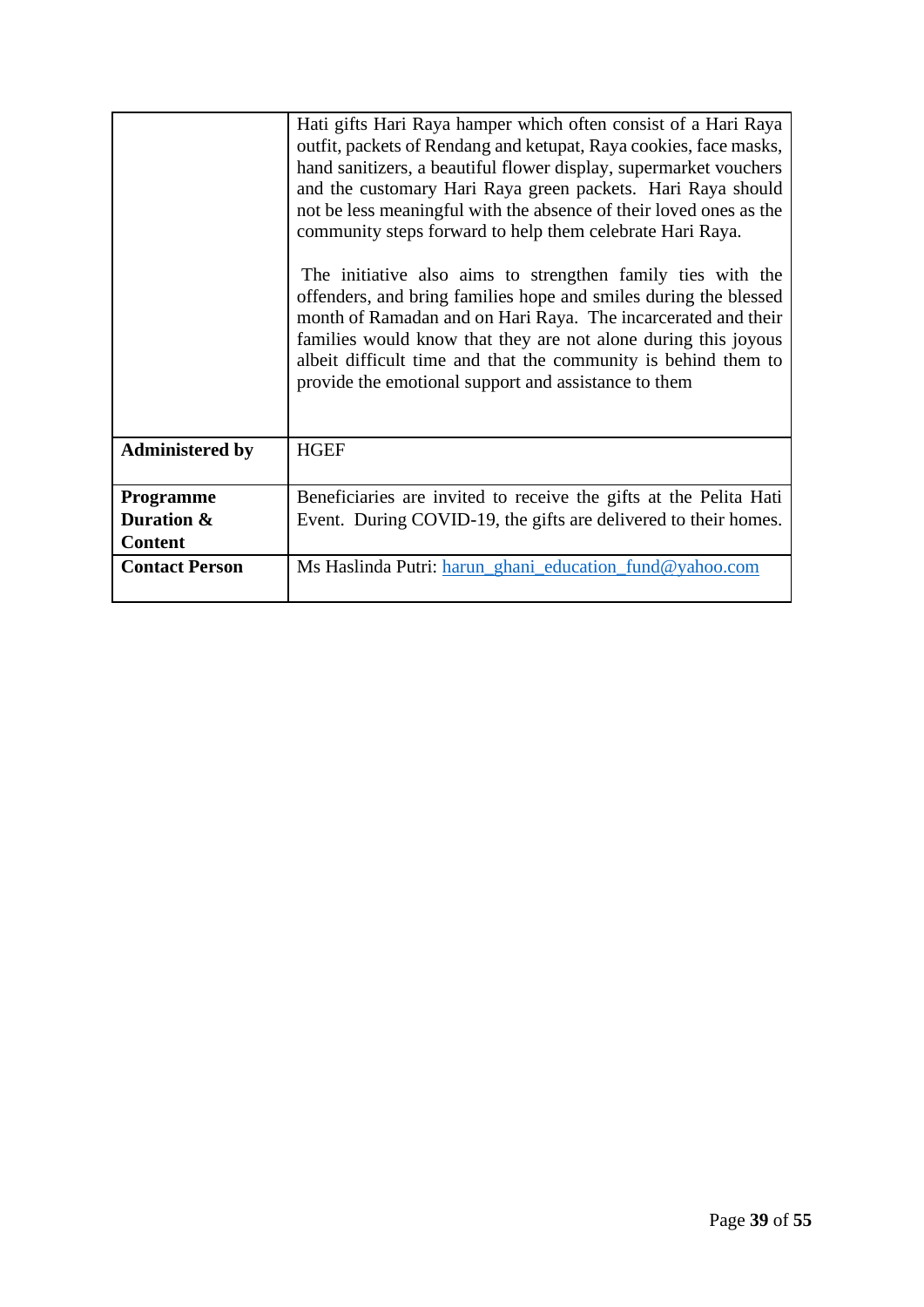| | |
|---|---|
| | Hati gifts Hari Raya hamper which often consist of a Hari Raya outfit, packets of Rendang and ketupat, Raya cookies, face masks, hand sanitizers, a beautiful flower display, supermarket vouchers and the customary Hari Raya green packets. Hari Raya should not be less meaningful with the absence of their loved ones as the community steps forward to help them celebrate Hari Raya.<br><br>The initiative also aims to strengthen family ties with the offenders, and bring families hope and smiles during the blessed month of Ramadan and on Hari Raya. The incarcerated and their families would know that they are not alone during this joyous albeit difficult time and that the community is behind them to provide the emotional support and assistance to them |
| **Administered by** | HGEF |
| **Programme Duration & Content** | Beneficiaries are invited to receive the gifts at the Pelita Hati Event. During COVID-19, the gifts are delivered to their homes. |
| **Contact Person** | Ms Haslinda Putri: harun_ghani_education_fund@yahoo.com |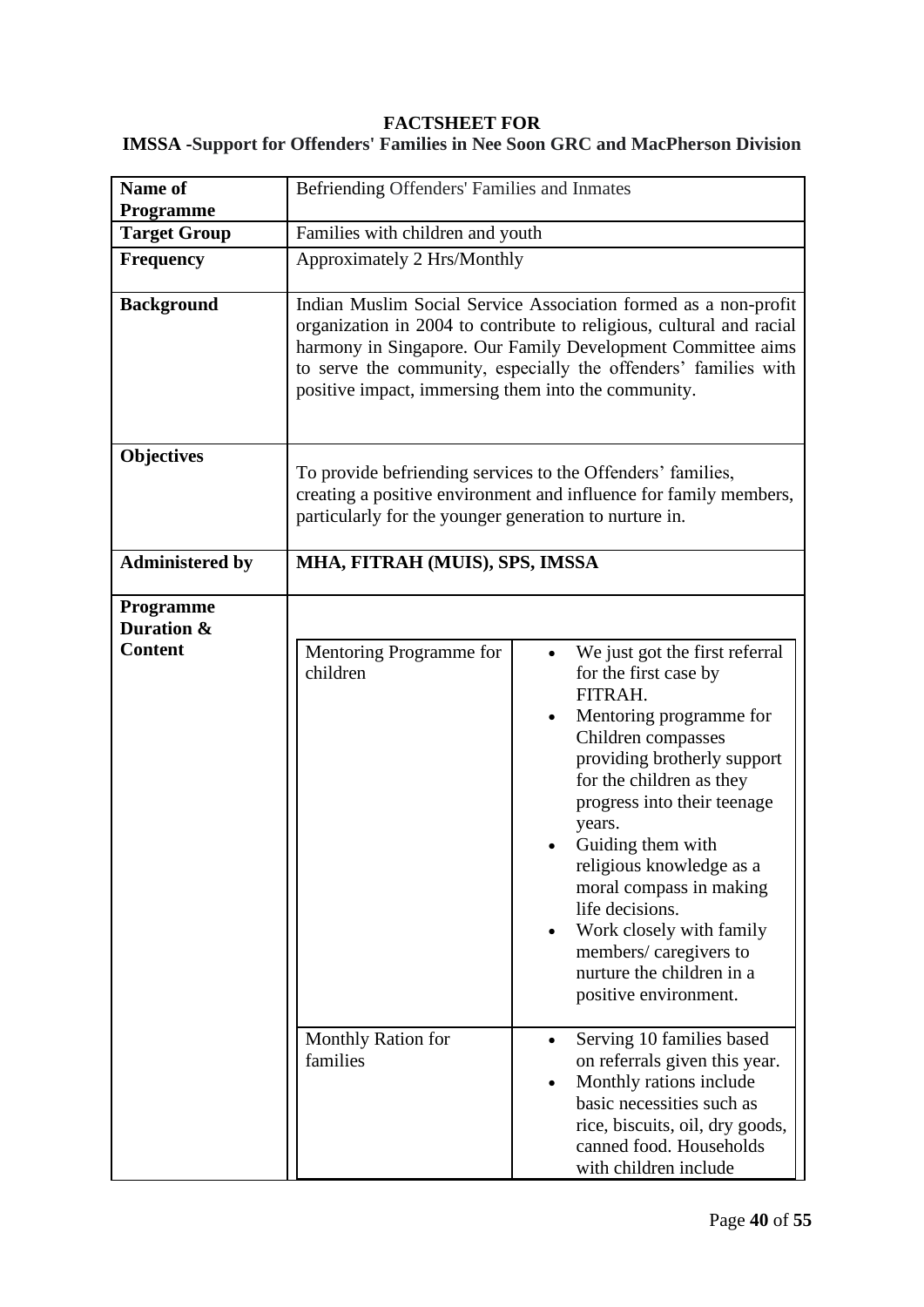**FACTSHEET FOR**

**IMSSA -Support for Offenders' Families in Nee Soon GRC and MacPherson Division**

| **Name of Programme** | Befriending Offenders' Families and Inmates | |
|---|---|---|
| **Target Group** | Families with children and youth | |
| **Frequency** | Approximately 2 Hrs/Monthly | |
| **Background** | Indian Muslim Social Service Association formed as a non-profit organization in 2004 to contribute to religious, cultural and racial harmony in Singapore. Our Family Development Committee aims to serve the community, especially the offenders' families with positive impact, immersing them into the community. | |
| **Objectives** | To provide befriending services to the Offenders' families, creating a positive environment and influence for family members, particularly for the younger generation to nurture in. | |
| **Administered by** | **MHA, FITRAH (MUIS), SPS, IMSSA** | |
| **Programme Duration & Content** | Mentoring Programme for children | • We just got the first referral for the first case by FITRAH.<br>• Mentoring programme for Children compasses providing brotherly support for the children as they progress into their teenage years.<br>• Guiding them with religious knowledge as a moral compass in making life decisions.<br>• Work closely with family members/ caregivers to nurture the children in a positive environment. |
| | Monthly Ration for families | • Serving 10 families based on referrals given this year.<br>• Monthly rations include basic necessities such as rice, biscuits, oil, dry goods, canned food. Households with children include |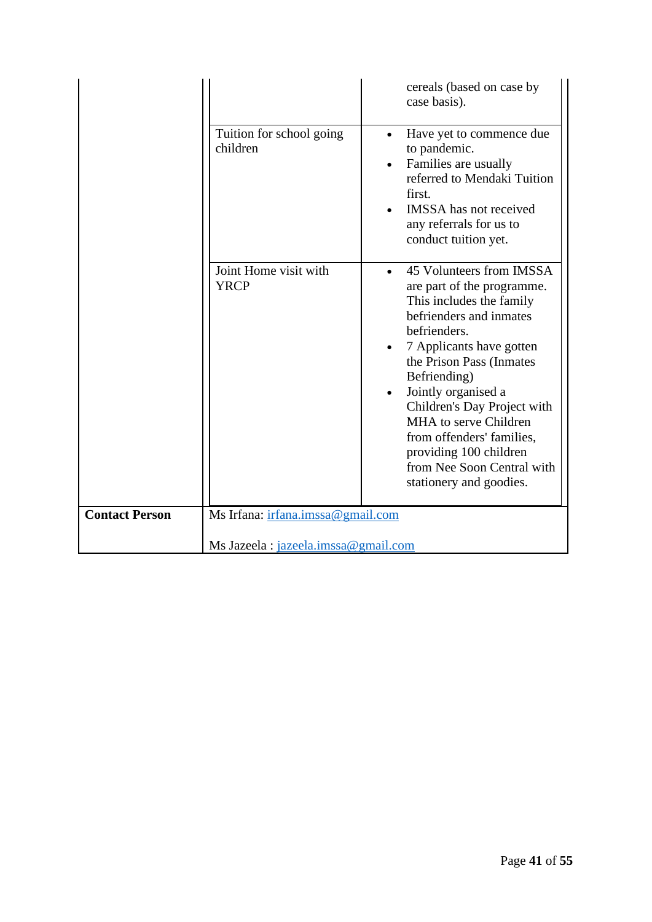| | | |
|---|---|---|
| | | cereals (based on case by case basis). |
| | Tuition for school going children | • Have yet to commence due to pandemic.<br>• Families are usually referred to Mendaki Tuition first.<br>• IMSSA has not received any referrals for us to conduct tuition yet. |
| | Joint Home visit with YRCP | • 45 Volunteers from IMSSA are part of the programme. This includes the family befrienders and inmates befrienders.<br>• 7 Applicants have gotten the Prison Pass (Inmates Befriending)<br>• Jointly organised a Children's Day Project with MHA to serve Children from offenders' families, providing 100 children from Nee Soon Central with stationery and goodies. |
| **Contact Person** | Ms Irfana: irfana.imssa@gmail.com<br><br>Ms Jazeela : jazeela.imssa@gmail.com | |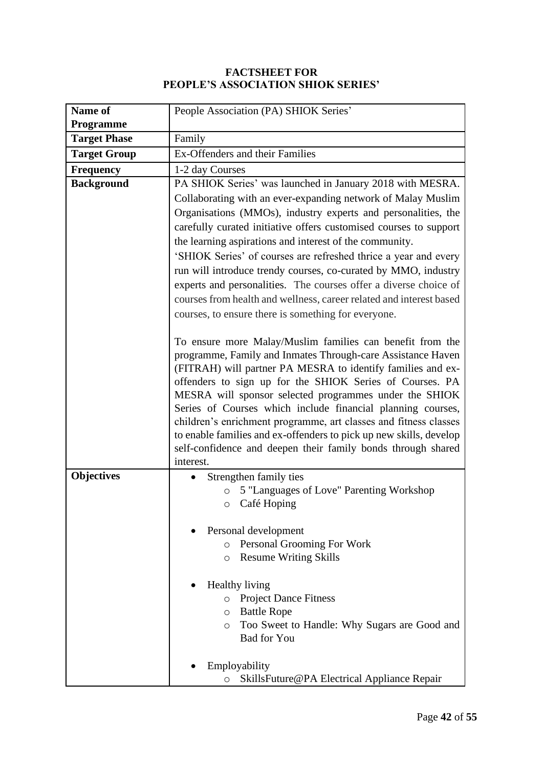**FACTSHEET FOR**
**PEOPLE'S ASSOCIATION SHIOK SERIES'**

| **Name of Programme** | People Association (PA) SHIOK Series' |
|---|---|
| **Target Phase** | Family |
| **Target Group** | Ex-Offenders and their Families |
| **Frequency** | 1-2 day Courses |
| **Background** | PA SHIOK Series' was launched in January 2018 with MESRA. Collaborating with an ever-expanding network of Malay Muslim Organisations (MMOs), industry experts and personalities, the carefully curated initiative offers customised courses to support the learning aspirations and interest of the community.<br>'SHIOK Series' of courses are refreshed thrice a year and every run will introduce trendy courses, co-curated by MMO, industry experts and personalities. The courses offer a diverse choice of courses from health and wellness, career related and interest based courses, to ensure there is something for everyone.<br><br>To ensure more Malay/Muslim families can benefit from the programme, Family and Inmates Through-care Assistance Haven (FITRAH) will partner PA MESRA to identify families and ex-offenders to sign up for the SHIOK Series of Courses. PA MESRA will sponsor selected programmes under the SHIOK Series of Courses which include financial planning courses, children's enrichment programme, art classes and fitness classes to enable families and ex-offenders to pick up new skills, develop self-confidence and deepen their family bonds through shared interest. |
| **Objectives** | • Strengthen family ties<br>&nbsp;&nbsp;&nbsp;&nbsp;○ 5 "Languages of Love" Parenting Workshop<br>&nbsp;&nbsp;&nbsp;&nbsp;○ Café Hoping<br><br>• Personal development<br>&nbsp;&nbsp;&nbsp;&nbsp;○ Personal Grooming For Work<br>&nbsp;&nbsp;&nbsp;&nbsp;○ Resume Writing Skills<br><br>• Healthy living<br>&nbsp;&nbsp;&nbsp;&nbsp;○ Project Dance Fitness<br>&nbsp;&nbsp;&nbsp;&nbsp;○ Battle Rope<br>&nbsp;&nbsp;&nbsp;&nbsp;○ Too Sweet to Handle: Why Sugars are Good and Bad for You<br><br>• Employability<br>&nbsp;&nbsp;&nbsp;&nbsp;○ SkillsFuture@PA Electrical Appliance Repair |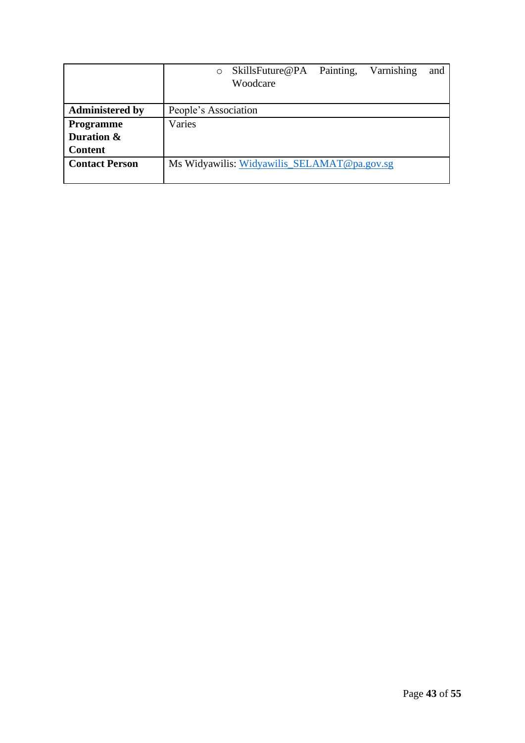| | |
|---|---|
| | ○ SkillsFuture@PA Painting, Varnishing and Woodcare |
| **Administered by** | People's Association |
| **Programme Duration & Content** | Varies |
| **Contact Person** | Ms Widyawilis: Widyawilis_SELAMAT@pa.gov.sg |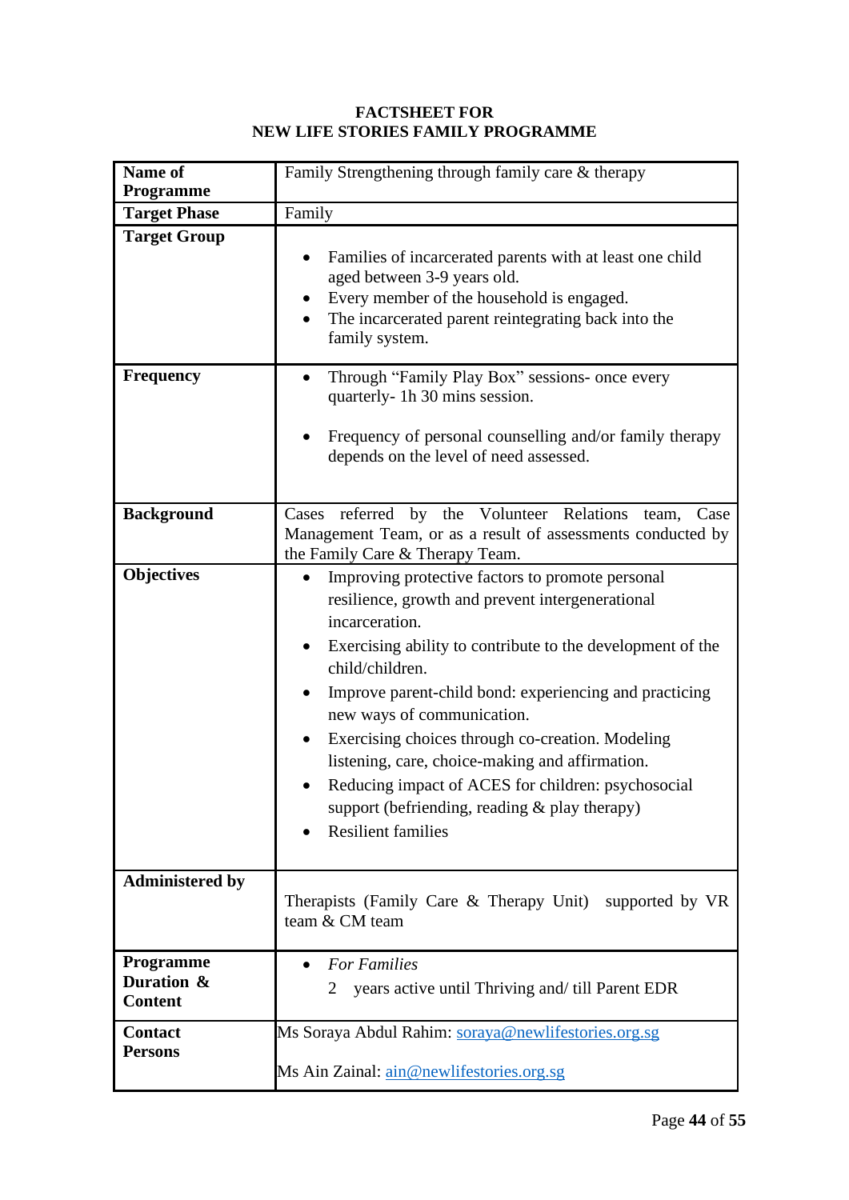**FACTSHEET FOR**
**NEW LIFE STORIES FAMILY PROGRAMME**

| **Name of Programme** | Family Strengthening through family care & therapy |
|---|---|
| **Target Phase** | Family |
| **Target Group** | • Families of incarcerated parents with at least one child aged between 3-9 years old.<br>• Every member of the household is engaged.<br>• The incarcerated parent reintegrating back into the family system. |
| **Frequency** | • Through "Family Play Box" sessions- once every quarterly- 1h 30 mins session.<br>• Frequency of personal counselling and/or family therapy depends on the level of need assessed. |
| **Background** | Cases referred by the Volunteer Relations team, Case Management Team, or as a result of assessments conducted by the Family Care & Therapy Team. |
| **Objectives** | • Improving protective factors to promote personal resilience, growth and prevent intergenerational incarceration.<br>• Exercising ability to contribute to the development of the child/children.<br>• Improve parent-child bond: experiencing and practicing new ways of communication.<br>• Exercising choices through co-creation. Modeling listening, care, choice-making and affirmation.<br>• Reducing impact of ACES for children: psychosocial support (befriending, reading & play therapy)<br>• Resilient families |
| **Administered by** | Therapists (Family Care & Therapy Unit) supported by VR team & CM team |
| **Programme Duration & Content** | • *For Families*<br>2 years active until Thriving and/ till Parent EDR |
| **Contact Persons** | Ms Soraya Abdul Rahim: soraya@newlifestories.org.sg<br>Ms Ain Zainal: ain@newlifestories.org.sg |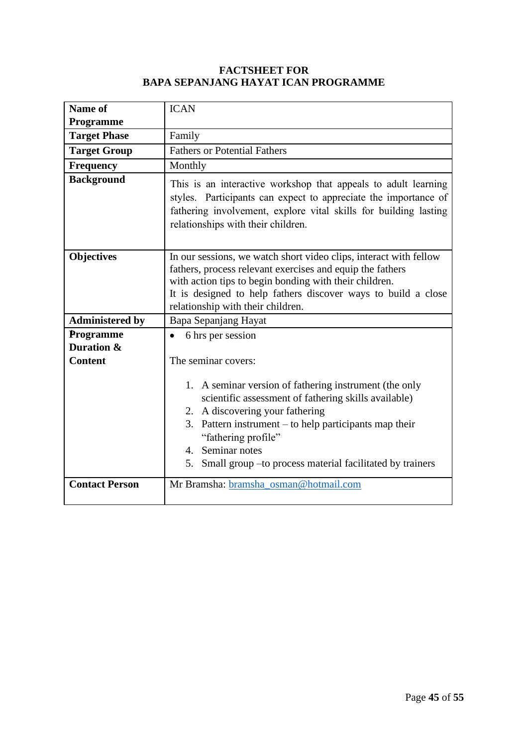# FACTSHEET FOR
# BAPA SEPANJANG HAYAT ICAN PROGRAMME

| **Name of Programme** | ICAN |
|---|---|
| **Target Phase** | Family |
| **Target Group** | Fathers or Potential Fathers |
| **Frequency** | Monthly |
| **Background** | This is an interactive workshop that appeals to adult learning styles. Participants can expect to appreciate the importance of fathering involvement, explore vital skills for building lasting relationships with their children. |
| **Objectives** | In our sessions, we watch short video clips, interact with fellow fathers, process relevant exercises and equip the fathers with action tips to begin bonding with their children.<br>It is designed to help fathers discover ways to build a close relationship with their children. |
| **Administered by** | Bapa Sepanjang Hayat |
| **Programme Duration & Content** | • 6 hrs per session<br><br>The seminar covers:<br><br>1. A seminar version of fathering instrument (the only scientific assessment of fathering skills available)<br>2. A discovering your fathering<br>3. Pattern instrument – to help participants map their "fathering profile"<br>4. Seminar notes<br>5. Small group –to process material facilitated by trainers |
| **Contact Person** | Mr Bramsha: bramsha_osman@hotmail.com |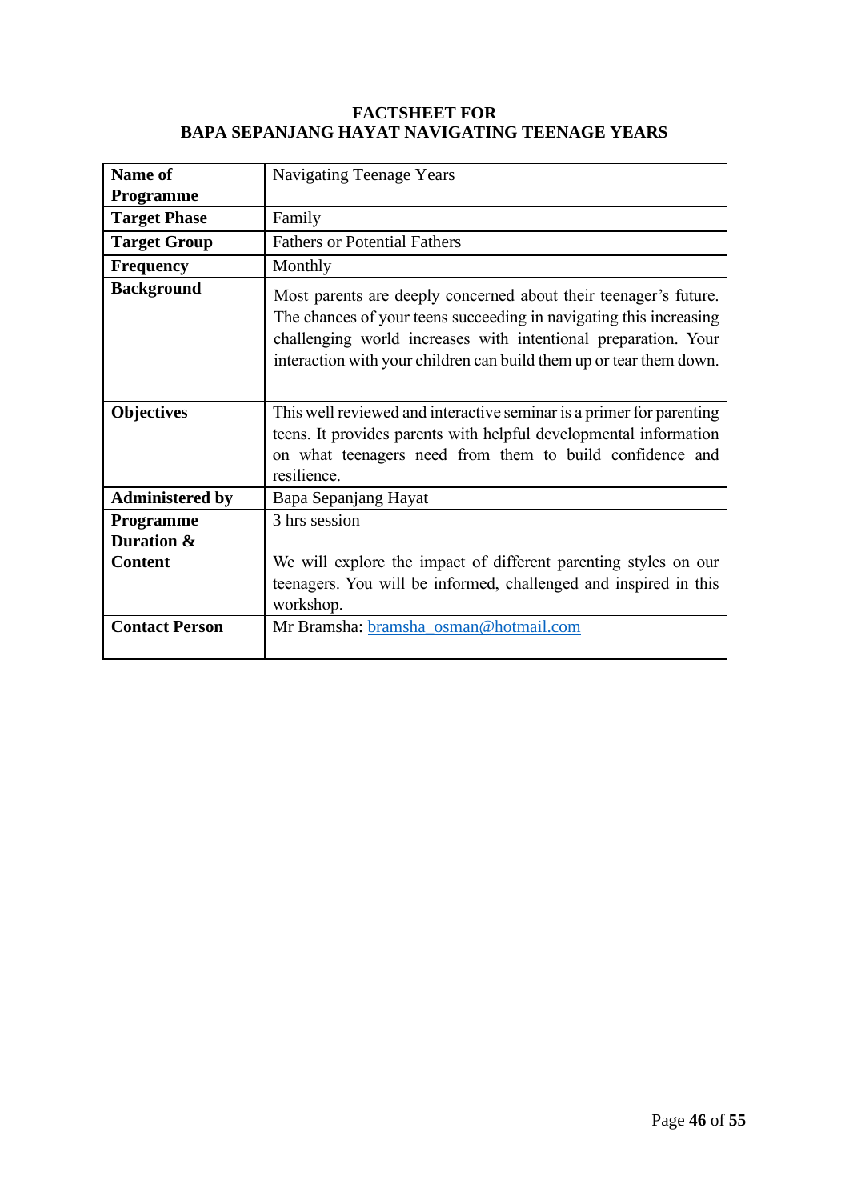**FACTSHEET FOR**
**BAPA SEPANJANG HAYAT NAVIGATING TEENAGE YEARS**

| **Name of Programme** | Navigating Teenage Years |
|---|---|
| **Target Phase** | Family |
| **Target Group** | Fathers or Potential Fathers |
| **Frequency** | Monthly |
| **Background** | Most parents are deeply concerned about their teenager's future. The chances of your teens succeeding in navigating this increasing challenging world increases with intentional preparation. Your interaction with your children can build them up or tear them down. |
| **Objectives** | This well reviewed and interactive seminar is a primer for parenting teens. It provides parents with helpful developmental information on what teenagers need from them to build confidence and resilience. |
| **Administered by** | Bapa Sepanjang Hayat |
| **Programme Duration & Content** | 3 hrs session<br><br>We will explore the impact of different parenting styles on our teenagers. You will be informed, challenged and inspired in this workshop. |
| **Contact Person** | Mr Bramsha: bramsha_osman@hotmail.com |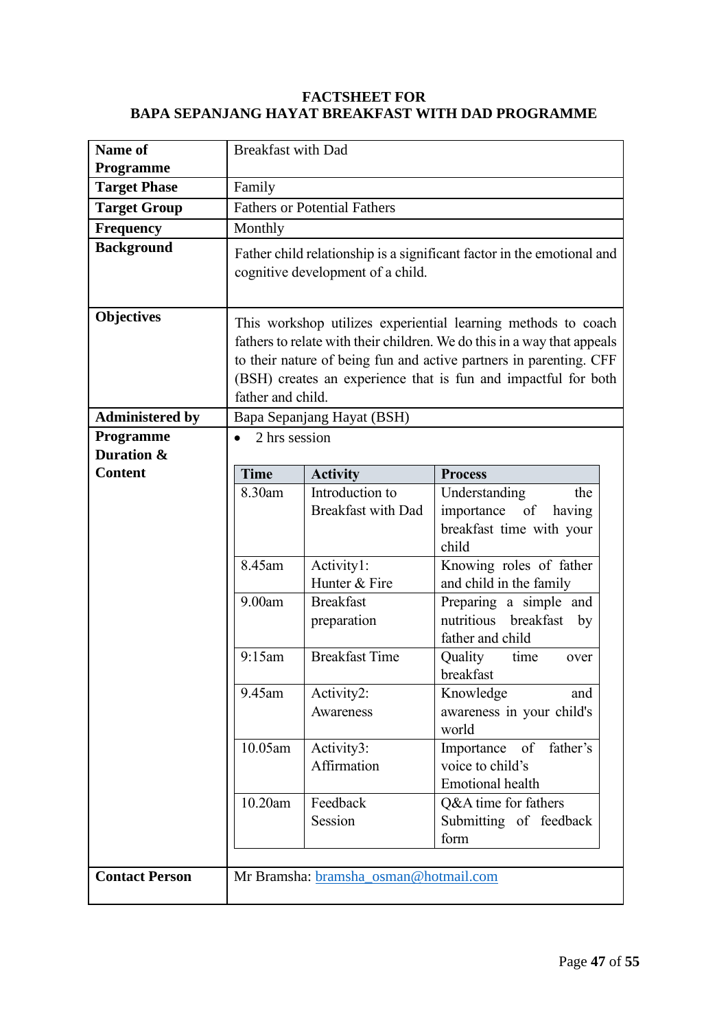# FACTSHEET FOR
# BAPA SEPANJANG HAYAT BREAKFAST WITH DAD PROGRAMME

| **Name of Programme** | Breakfast with Dad |
|---|---|
| **Target Phase** | Family |
| **Target Group** | Fathers or Potential Fathers |
| **Frequency** | Monthly |
| **Background** | Father child relationship is a significant factor in the emotional and cognitive development of a child. |
| **Objectives** | This workshop utilizes experiential learning methods to coach fathers to relate with their children. We do this in a way that appeals to their nature of being fun and active partners in parenting. CFF (BSH) creates an experience that is fun and impactful for both father and child. |
| **Administered by** | Bapa Sepanjang Hayat (BSH) |
| **Programme Duration & Content** | • 2 hrs session (see schedule below) |
| **Contact Person** | Mr Bramsha: bramsha_osman@hotmail.com |

| **Time** | **Activity** | **Process** |
|---|---|---|
| 8.30am | Introduction to Breakfast with Dad | Understanding the importance of having breakfast time with your child |
| 8.45am | Activity1: Hunter & Fire | Knowing roles of father and child in the family |
| 9.00am | Breakfast preparation | Preparing a simple and nutritious breakfast by father and child |
| 9:15am | Breakfast Time | Quality time over breakfast |
| 9.45am | Activity2: Awareness | Knowledge and awareness in your child's world |
| 10.05am | Activity3: Affirmation | Importance of father's voice to child's Emotional health |
| 10.20am | Feedback Session | Q&A time for fathers Submitting of feedback form |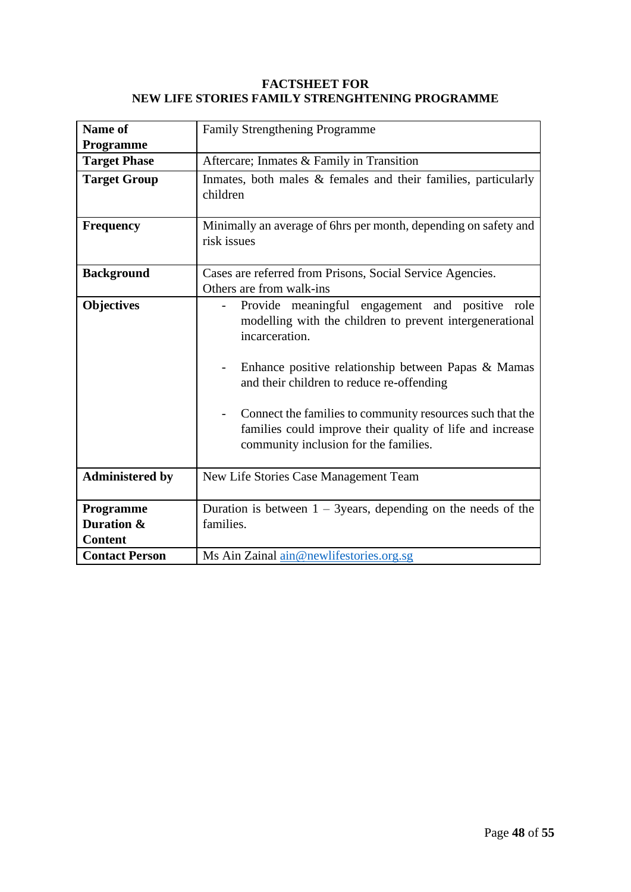**FACTSHEET FOR**
**NEW LIFE STORIES FAMILY STRENGHTENING PROGRAMME**

| **Name of Programme** | Family Strengthening Programme |
|---|---|
| **Target Phase** | Aftercare; Inmates & Family in Transition |
| **Target Group** | Inmates, both males & females and their families, particularly children |
| **Frequency** | Minimally an average of 6hrs per month, depending on safety and risk issues |
| **Background** | Cases are referred from Prisons, Social Service Agencies. Others are from walk-ins |
| **Objectives** | - Provide meaningful engagement and positive role modelling with the children to prevent intergenerational incarceration.<br><br>- Enhance positive relationship between Papas & Mamas and their children to reduce re-offending<br><br>- Connect the families to community resources such that the families could improve their quality of life and increase community inclusion for the families. |
| **Administered by** | New Life Stories Case Management Team |
| **Programme Duration & Content** | Duration is between 1 – 3years, depending on the needs of the families. |
| **Contact Person** | Ms Ain Zainal ain@newlifestories.org.sg |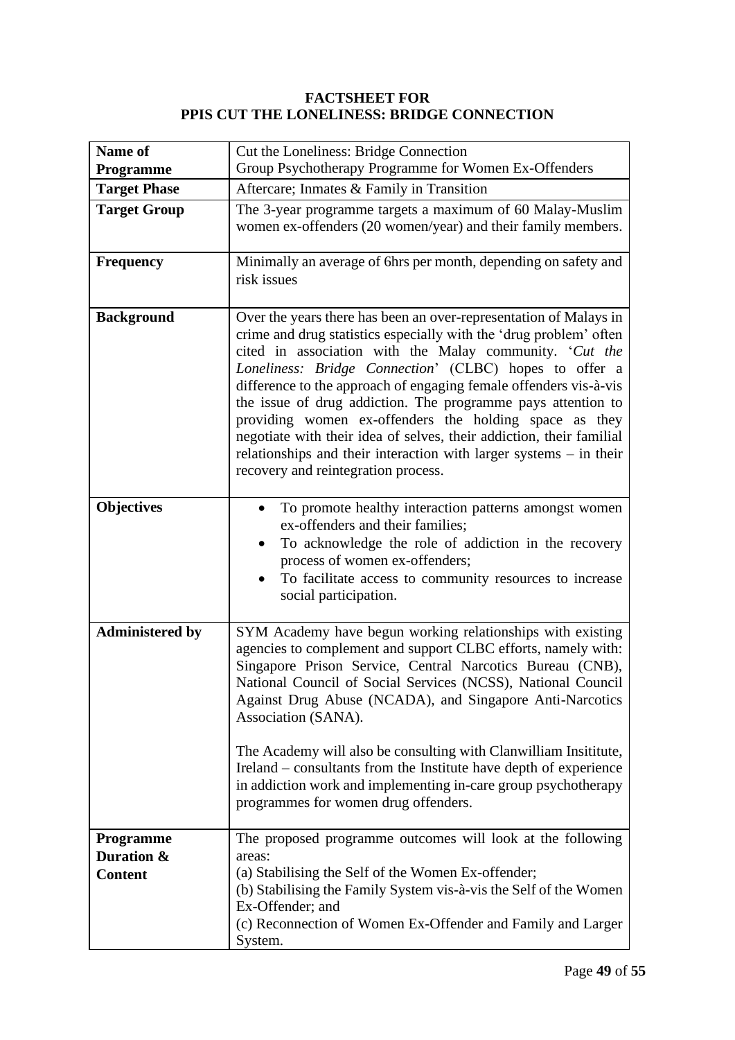**FACTSHEET FOR**
**PPIS CUT THE LONELINESS: BRIDGE CONNECTION**

| **Name of Programme** | Cut the Loneliness: Bridge Connection<br>Group Psychotherapy Programme for Women Ex-Offenders |
|---|---|
| **Target Phase** | Aftercare; Inmates & Family in Transition |
| **Target Group** | The 3-year programme targets a maximum of 60 Malay-Muslim women ex-offenders (20 women/year) and their family members. |
| **Frequency** | Minimally an average of 6hrs per month, depending on safety and risk issues |
| **Background** | Over the years there has been an over-representation of Malays in crime and drug statistics especially with the 'drug problem' often cited in association with the Malay community. '*Cut the Loneliness: Bridge Connection*' (CLBC) hopes to offer a difference to the approach of engaging female offenders vis-à-vis the issue of drug addiction. The programme pays attention to providing women ex-offenders the holding space as they negotiate with their idea of selves, their addiction, their familial relationships and their interaction with larger systems – in their recovery and reintegration process. |
| **Objectives** | • To promote healthy interaction patterns amongst women ex-offenders and their families;<br>• To acknowledge the role of addiction in the recovery process of women ex-offenders;<br>• To facilitate access to community resources to increase social participation. |
| **Administered by** | SYM Academy have begun working relationships with existing agencies to complement and support CLBC efforts, namely with: Singapore Prison Service, Central Narcotics Bureau (CNB), National Council of Social Services (NCSS), National Council Against Drug Abuse (NCADA), and Singapore Anti-Narcotics Association (SANA).<br><br>The Academy will also be consulting with Clanwilliam Insititute, Ireland – consultants from the Institute have depth of experience in addiction work and implementing in-care group psychotherapy programmes for women drug offenders. |
| **Programme Duration & Content** | The proposed programme outcomes will look at the following areas:<br>(a) Stabilising the Self of the Women Ex-offender;<br>(b) Stabilising the Family System vis-à-vis the Self of the Women Ex-Offender; and<br>(c) Reconnection of Women Ex-Offender and Family and Larger System. |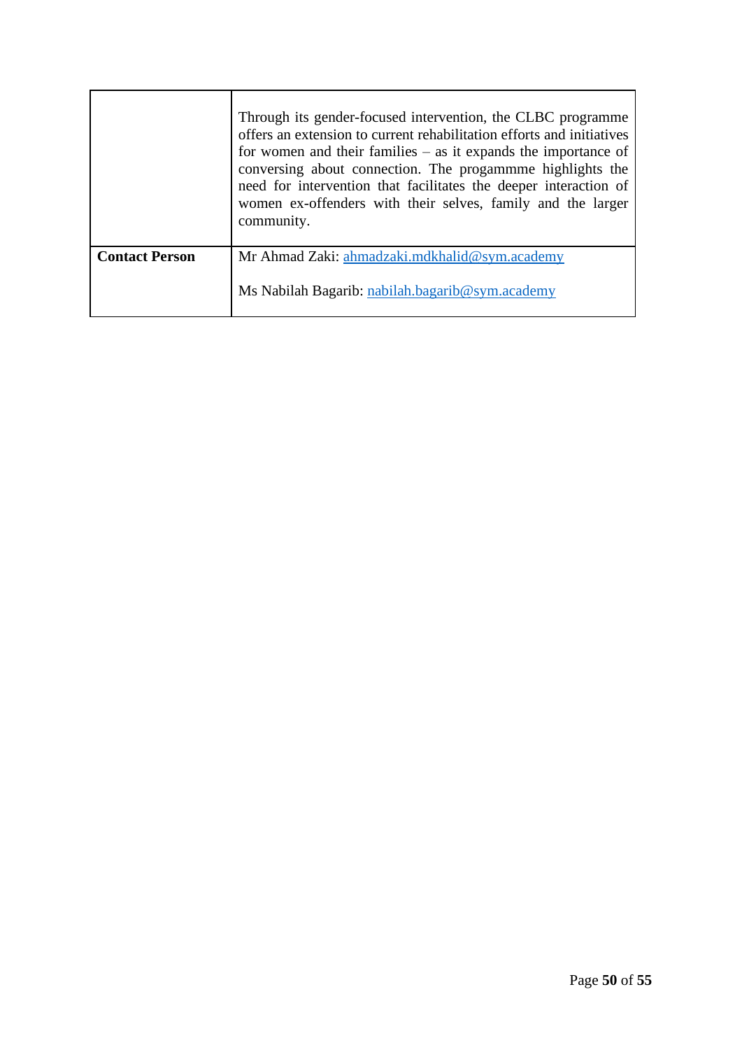| | |
|---|---|
| | Through its gender-focused intervention, the CLBC programme offers an extension to current rehabilitation efforts and initiatives for women and their families – as it expands the importance of conversing about connection. The progammme highlights the need for intervention that facilitates the deeper interaction of women ex-offenders with their selves, family and the larger community. |
| **Contact Person** | Mr Ahmad Zaki: ahmadzaki.mdkhalid@sym.academy<br><br>Ms Nabilah Bagarib: nabilah.bagarib@sym.academy |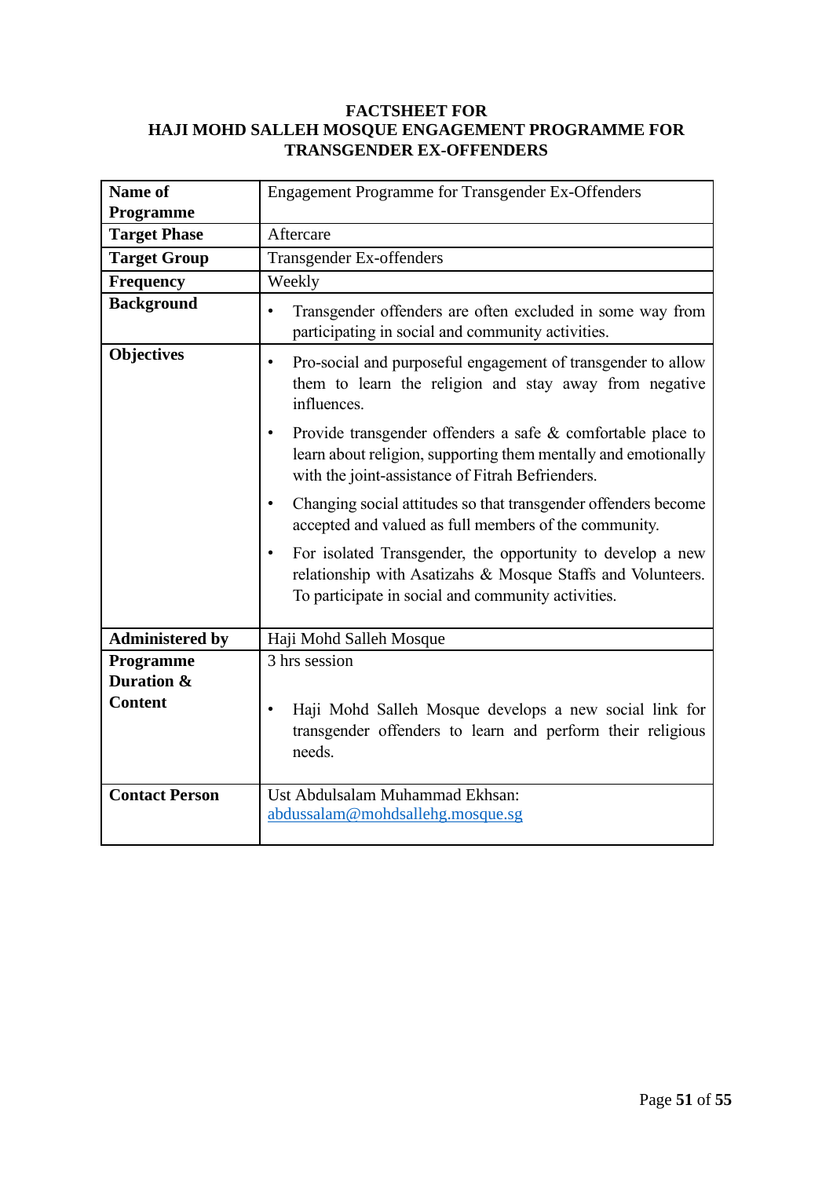**FACTSHEET FOR**
**HAJI MOHD SALLEH MOSQUE ENGAGEMENT PROGRAMME FOR TRANSGENDER EX-OFFENDERS**

| | |
|---|---|
| **Name of Programme** | Engagement Programme for Transgender Ex-Offenders |
| **Target Phase** | Aftercare |
| **Target Group** | Transgender Ex-offenders |
| **Frequency** | Weekly |
| **Background** | • Transgender offenders are often excluded in some way from participating in social and community activities. |
| **Objectives** | • Pro-social and purposeful engagement of transgender to allow them to learn the religion and stay away from negative influences.<br>• Provide transgender offenders a safe & comfortable place to learn about religion, supporting them mentally and emotionally with the joint-assistance of Fitrah Befrienders.<br>• Changing social attitudes so that transgender offenders become accepted and valued as full members of the community.<br>• For isolated Transgender, the opportunity to develop a new relationship with Asatizahs & Mosque Staffs and Volunteers. To participate in social and community activities. |
| **Administered by** | Haji Mohd Salleh Mosque |
| **Programme Duration & Content** | 3 hrs session<br>• Haji Mohd Salleh Mosque develops a new social link for transgender offenders to learn and perform their religious needs. |
| **Contact Person** | Ust Abdulsalam Muhammad Ekhsan: abdussalam@mohdsallehg.mosque.sg |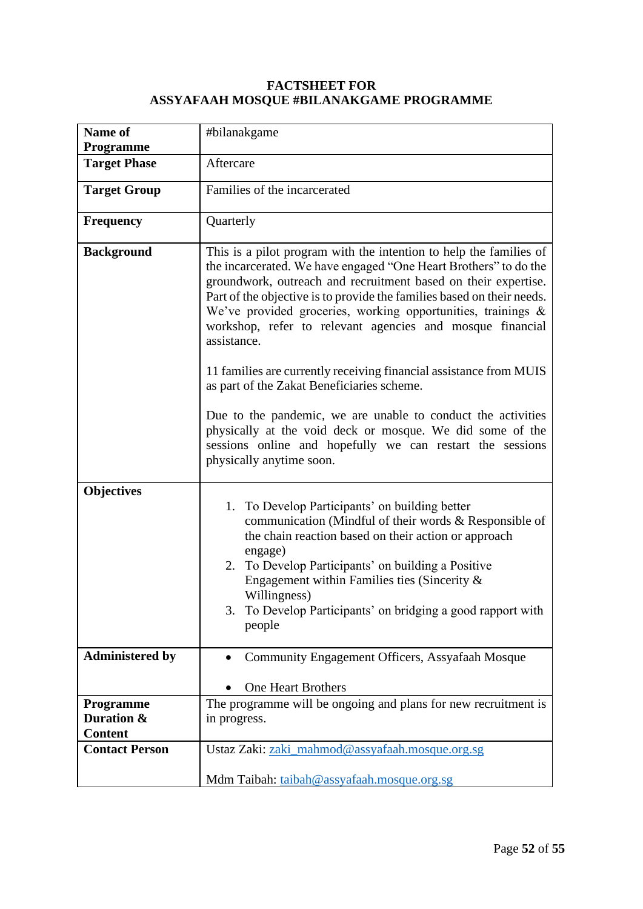**FACTSHEET FOR**
**ASSYAFAAH MOSQUE #BILANAKGAME PROGRAMME**

| **Name of Programme** | #bilanakgame |
|---|---|
| **Target Phase** | Aftercare |
| **Target Group** | Families of the incarcerated |
| **Frequency** | Quarterly |
| **Background** | This is a pilot program with the intention to help the families of the incarcerated. We have engaged "One Heart Brothers" to do the groundwork, outreach and recruitment based on their expertise. Part of the objective is to provide the families based on their needs. We've provided groceries, working opportunities, trainings & workshop, refer to relevant agencies and mosque financial assistance.<br><br>11 families are currently receiving financial assistance from MUIS as part of the Zakat Beneficiaries scheme.<br><br>Due to the pandemic, we are unable to conduct the activities physically at the void deck or mosque. We did some of the sessions online and hopefully we can restart the sessions physically anytime soon. |
| **Objectives** | 1. To Develop Participants' on building better communication (Mindful of their words & Responsible of the chain reaction based on their action or approach engage)<br>2. To Develop Participants' on building a Positive Engagement within Families ties (Sincerity & Willingness)<br>3. To Develop Participants' on bridging a good rapport with people |
| **Administered by** | • Community Engagement Officers, Assyafaah Mosque<br>• One Heart Brothers |
| **Programme Duration & Content** | The programme will be ongoing and plans for new recruitment is in progress. |
| **Contact Person** | Ustaz Zaki: zaki_mahmod@assyafaah.mosque.org.sg<br><br>Mdm Taibah: taibah@assyafaah.mosque.org.sg |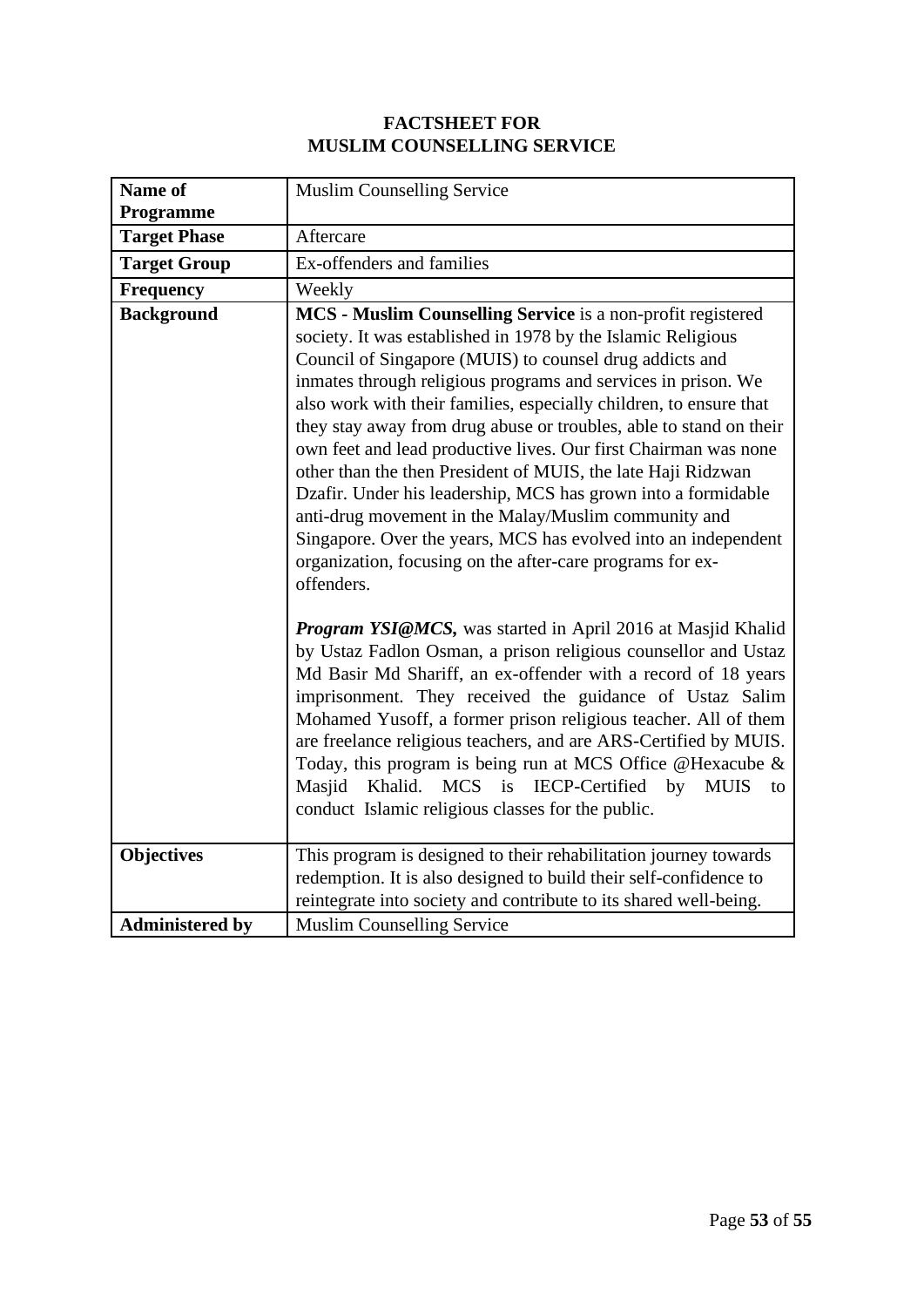# FACTSHEET FOR
# MUSLIM COUNSELLING SERVICE

| **Name of Programme** | Muslim Counselling Service |
|---|---|
| **Target Phase** | Aftercare |
| **Target Group** | Ex-offenders and families |
| **Frequency** | Weekly |
| **Background** | **MCS - Muslim Counselling Service** is a non-profit registered society. It was established in 1978 by the Islamic Religious Council of Singapore (MUIS) to counsel drug addicts and inmates through religious programs and services in prison. We also work with their families, especially children, to ensure that they stay away from drug abuse or troubles, able to stand on their own feet and lead productive lives. Our first Chairman was none other than the then President of MUIS, the late Haji Ridzwan Dzafir. Under his leadership, MCS has grown into a formidable anti-drug movement in the Malay/Muslim community and Singapore. Over the years, MCS has evolved into an independent organization, focusing on the after-care programs for ex-offenders.<br><br>***Program YSI@MCS,*** was started in April 2016 at Masjid Khalid by Ustaz Fadlon Osman, a prison religious counsellor and Ustaz Md Basir Md Shariff, an ex-offender with a record of 18 years imprisonment. They received the guidance of Ustaz Salim Mohamed Yusoff, a former prison religious teacher. All of them are freelance religious teachers, and are ARS-Certified by MUIS. Today, this program is being run at MCS Office @Hexacube & Masjid Khalid. MCS is IECP-Certified by MUIS to conduct Islamic religious classes for the public. |
| **Objectives** | This program is designed to their rehabilitation journey towards redemption. It is also designed to build their self-confidence to reintegrate into society and contribute to its shared well-being. |
| **Administered by** | Muslim Counselling Service |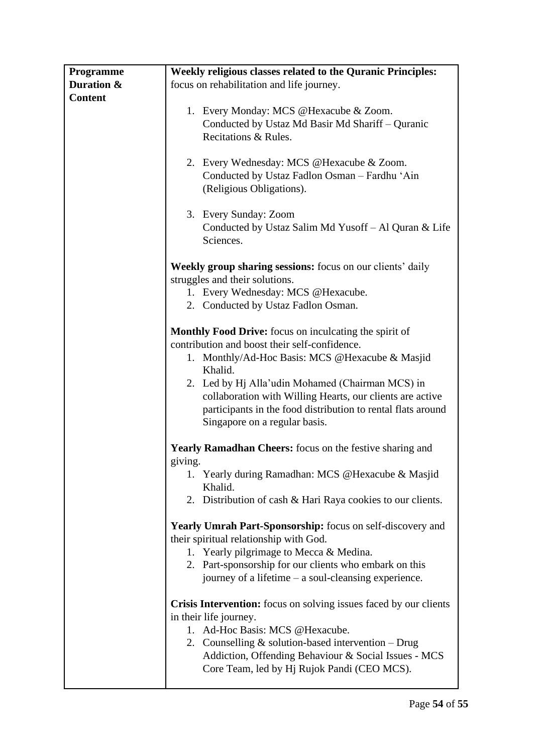| Programme Duration & Content | **Weekly religious classes related to the Quranic Principles:** focus on rehabilitation and life journey.<br><br>1. Every Monday: MCS @Hexacube & Zoom. Conducted by Ustaz Md Basir Md Shariff – Quranic Recitations & Rules.<br><br>2. Every Wednesday: MCS @Hexacube & Zoom. Conducted by Ustaz Fadlon Osman – Fardhu 'Ain (Religious Obligations).<br><br>3. Every Sunday: Zoom Conducted by Ustaz Salim Md Yusoff – Al Quran & Life Sciences.<br><br>**Weekly group sharing sessions:** focus on our clients' daily struggles and their solutions.<br>1. Every Wednesday: MCS @Hexacube.<br>2. Conducted by Ustaz Fadlon Osman.<br><br>**Monthly Food Drive:** focus on inculcating the spirit of contribution and boost their self-confidence.<br>1. Monthly/Ad-Hoc Basis: MCS @Hexacube & Masjid Khalid.<br>2. Led by Hj Alla'udin Mohamed (Chairman MCS) in collaboration with Willing Hearts, our clients are active participants in the food distribution to rental flats around Singapore on a regular basis.<br><br>**Yearly Ramadhan Cheers:** focus on the festive sharing and giving.<br>1. Yearly during Ramadhan: MCS @Hexacube & Masjid Khalid.<br>2. Distribution of cash & Hari Raya cookies to our clients.<br><br>**Yearly Umrah Part-Sponsorship:** focus on self-discovery and their spiritual relationship with God.<br>1. Yearly pilgrimage to Mecca & Medina.<br>2. Part-sponsorship for our clients who embark on this journey of a lifetime – a soul-cleansing experience.<br><br>**Crisis Intervention:** focus on solving issues faced by our clients in their life journey.<br>1. Ad-Hoc Basis: MCS @Hexacube.<br>2. Counselling & solution-based intervention – Drug Addiction, Offending Behaviour & Social Issues - MCS Core Team, led by Hj Rujok Pandi (CEO MCS). |
|---|---|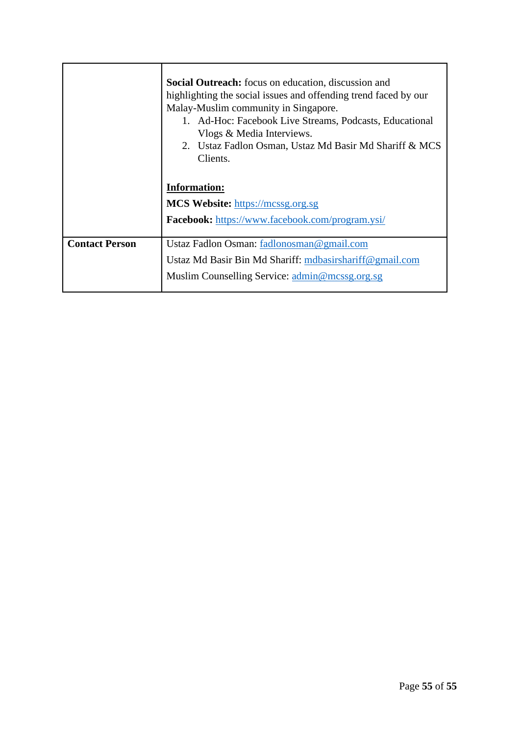| | |
|---|---|
| | **Social Outreach:** focus on education, discussion and highlighting the social issues and offending trend faced by our Malay-Muslim community in Singapore.<br>1. Ad-Hoc: Facebook Live Streams, Podcasts, Educational Vlogs & Media Interviews.<br>2. Ustaz Fadlon Osman, Ustaz Md Basir Md Shariff & MCS Clients.<br><br>**<u>Information:</u>**<br>**MCS Website:** https://mcssg.org.sg<br>**Facebook:** https://www.facebook.com/program.ysi/ |
| **Contact Person** | Ustaz Fadlon Osman: fadlonosman@gmail.com<br>Ustaz Md Basir Bin Md Shariff: mdbasirshariff@gmail.com<br>Muslim Counselling Service: admin@mcssg.org.sg |